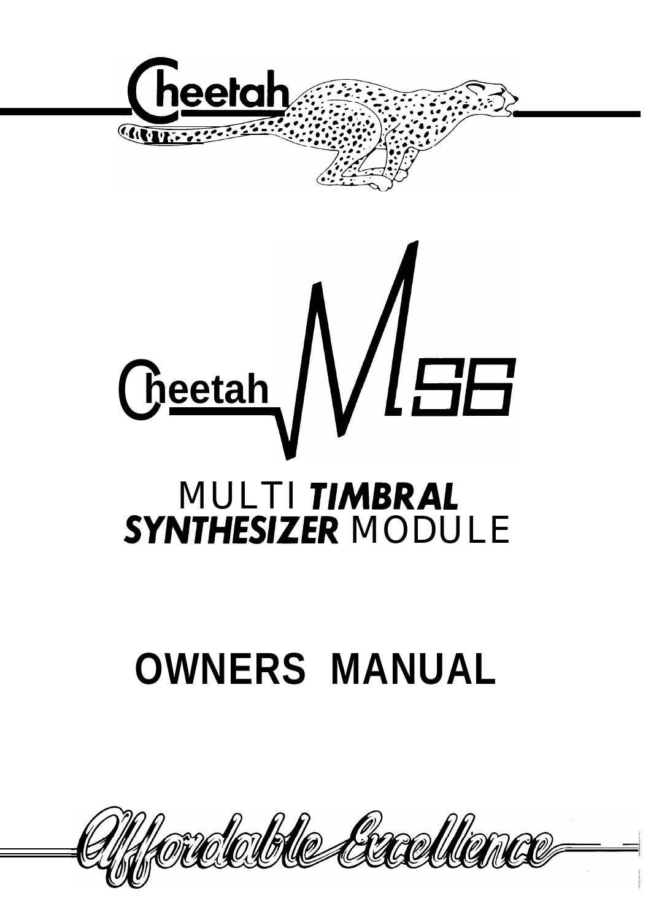# Cheetah

# Cheetah MS6

## MULTI ***TIMBRAL*** ***SYNTHESIZER*** MODULE

# OWNERS MANUAL

*Affordable Excellence*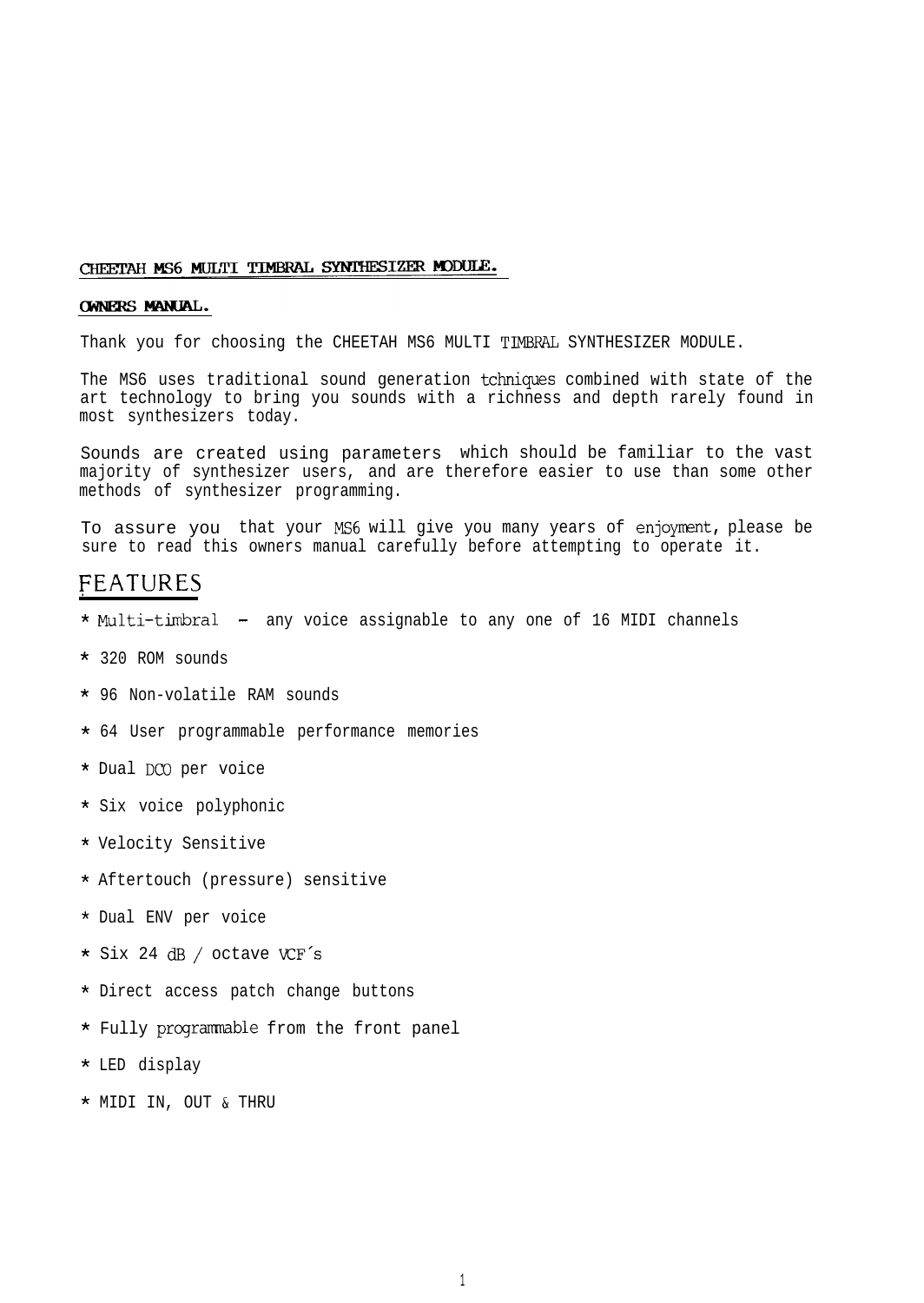# CHEETAH MS6 MULTI TIMBRAL SYNTHESIZER MODULE.

## OWNERS MANUAL.

Thank you for choosing the CHEETAH MS6 MULTI TIMBRAL SYNTHESIZER MODULE.

The MS6 uses traditional sound generation tchniques combined with state of the art technology to bring you sounds with a richness and depth rarely found in most synthesizers today.

Sounds are created using parameters which should be familiar to the vast majority of synthesizer users, and are therefore easier to use than some other methods of synthesizer programming.

To assure you that your MS6 will give you many years of enjoyment, please be sure to read this owners manual carefully before attempting to operate it.

## FEATURES

* Multi-timbral - any voice assignable to any one of 16 MIDI channels
* 320 ROM sounds
* 96 Non-volatile RAM sounds
* 64 User programmable performance memories
* Dual DCO per voice
* Six voice polyphonic
* Velocity Sensitive
* Aftertouch (pressure) sensitive
* Dual ENV per voice
* Six 24 dB / octave VCF´s
* Direct access patch change buttons
* Fully programmable from the front panel
* LED display
* MIDI IN, OUT & THRU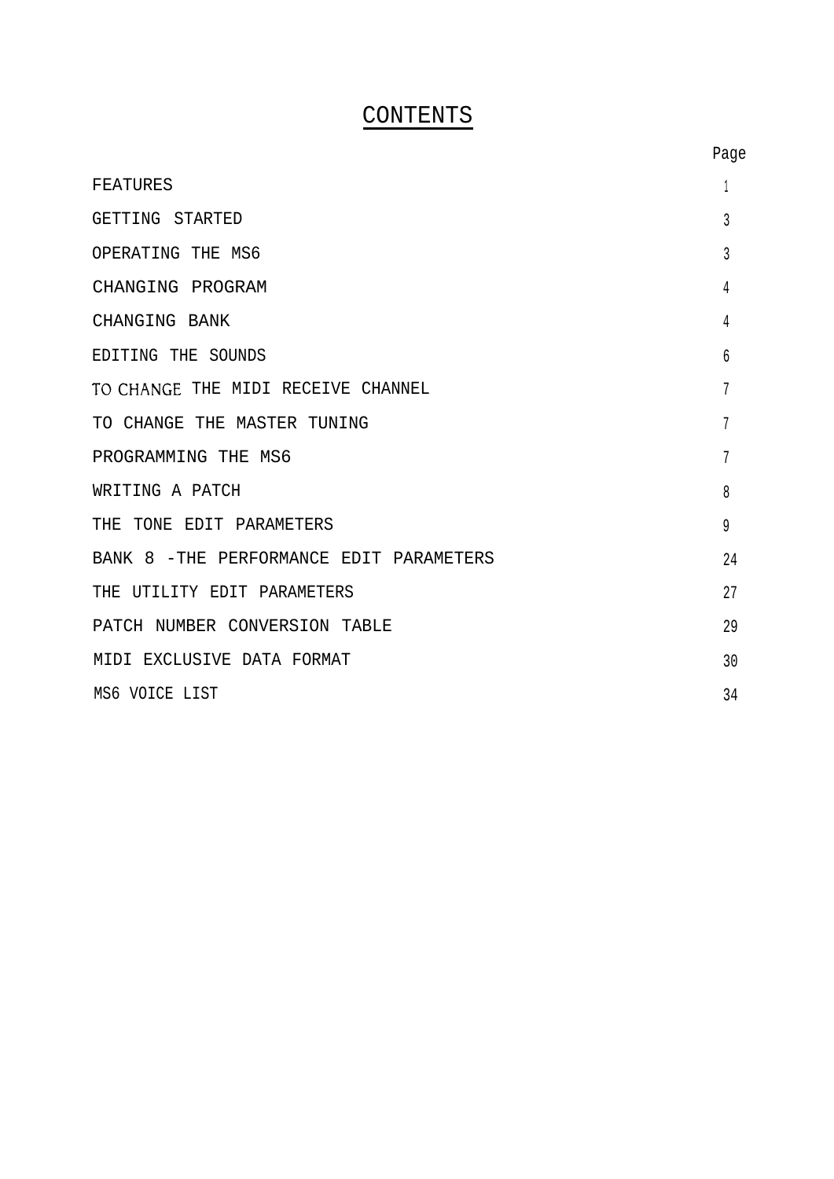# CONTENTS

| | Page |
|---|---|
| FEATURES | 1 |
| GETTING STARTED | 3 |
| OPERATING THE MS6 | 3 |
| CHANGING PROGRAM | 4 |
| CHANGING BANK | 4 |
| EDITING THE SOUNDS | 6 |
| TO CHANGE THE MIDI RECEIVE CHANNEL | 7 |
| TO CHANGE THE MASTER TUNING | 7 |
| PROGRAMMING THE MS6 | 7 |
| WRITING A PATCH | 8 |
| THE TONE EDIT PARAMETERS | 9 |
| BANK 8 -THE PERFORMANCE EDIT PARAMETERS | 24 |
| THE UTILITY EDIT PARAMETERS | 27 |
| PATCH NUMBER CONVERSION TABLE | 29 |
| MIDI EXCLUSIVE DATA FORMAT | 30 |
| MS6 VOICE LIST | 34 |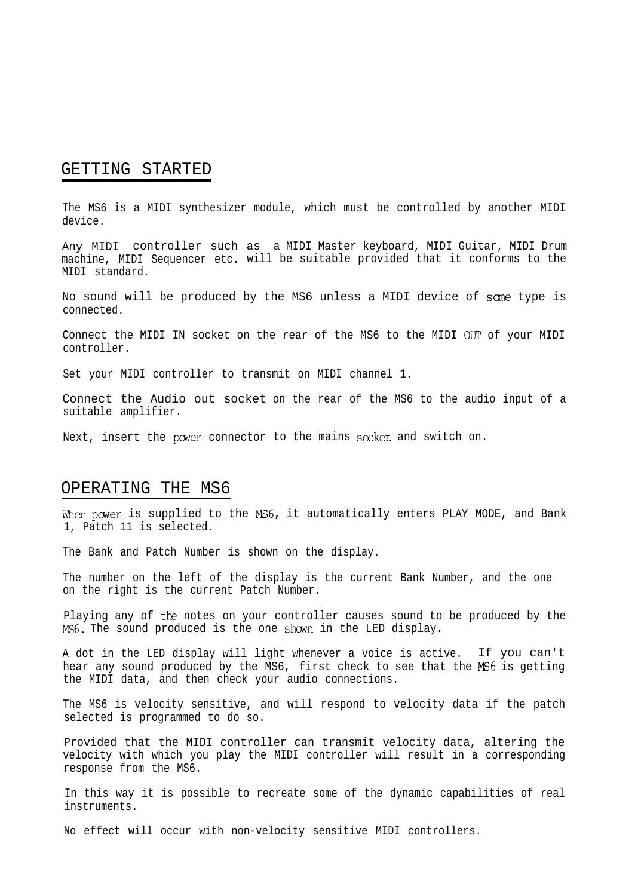## GETTING STARTED

The MS6 is a MIDI synthesizer module, which must be controlled by another MIDI device.

Any MIDI controller such as a MIDI Master keyboard, MIDI Guitar, MIDI Drum machine, MIDI Sequencer etc. will be suitable provided that it conforms to the MIDI standard.

No sound will be produced by the MS6 unless a MIDI device of some type is connected.

Connect the MIDI IN socket on the rear of the MS6 to the MIDI OUT of your MIDI controller.

Set your MIDI controller to transmit on MIDI channel 1.

Connect the Audio out socket on the rear of the MS6 to the audio input of a suitable amplifier.

Next, insert the power connector to the mains socket and switch on.

## OPERATING THE MS6

When power is supplied to the MS6, it automatically enters PLAY MODE, and Bank 1, Patch 11 is selected.

The Bank and Patch Number is shown on the display.

The number on the left of the display is the current Bank Number, and the one on the right is the current Patch Number.

Playing any of the notes on your controller causes sound to be produced by the MS6. The sound produced is the one shown in the LED display.

A dot in the LED display will light whenever a voice is active. If you can't hear any sound produced by the MS6, first check to see that the MS6 is getting the MIDI data, and then check your audio connections.

The MS6 is velocity sensitive, and will respond to velocity data if the patch selected is programmed to do so.

Provided that the MIDI controller can transmit velocity data, altering the velocity with which you play the MIDI controller will result in a corresponding response from the MS6.

In this way it is possible to recreate some of the dynamic capabilities of real instruments.

No effect will occur with non-velocity sensitive MIDI controllers.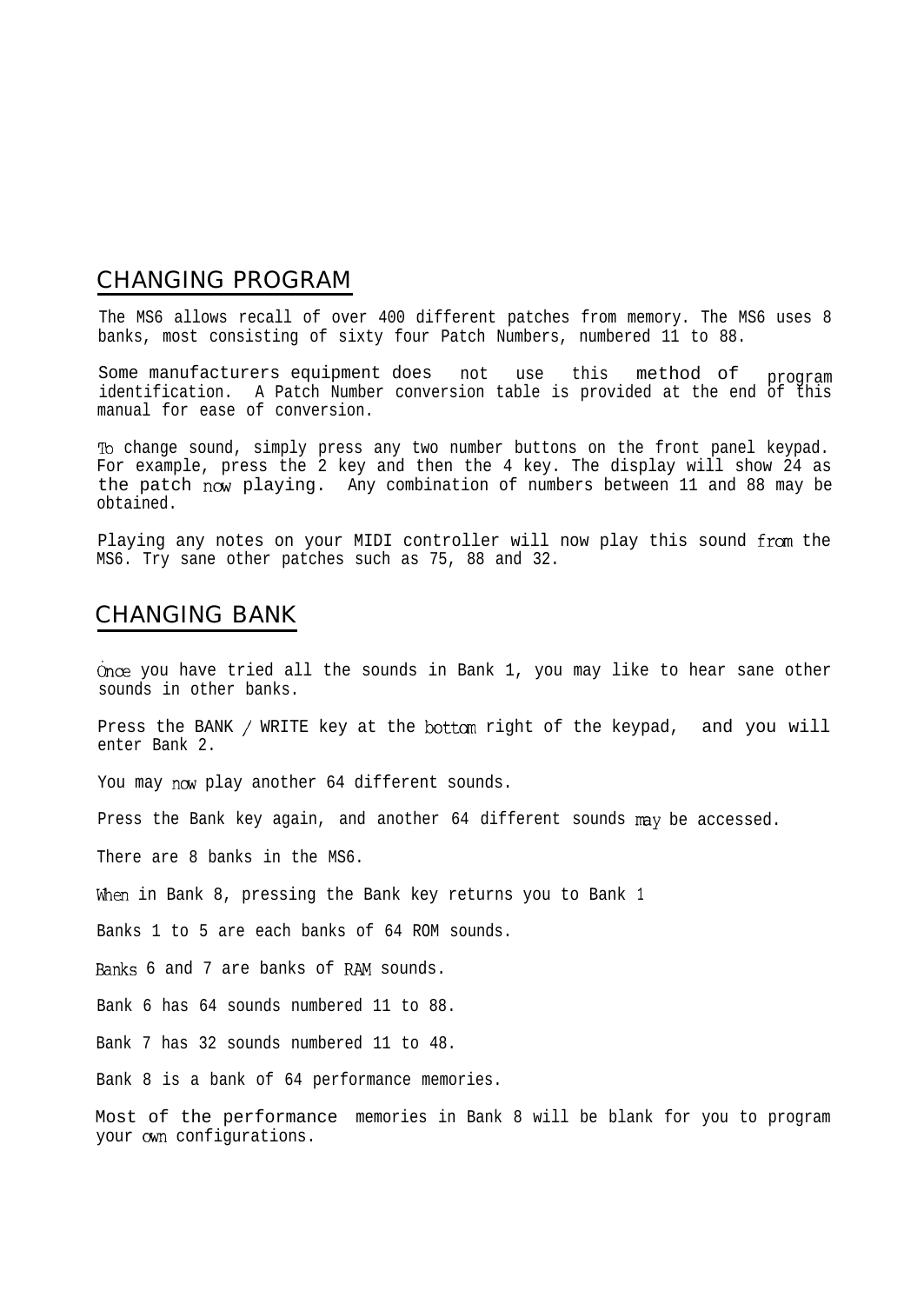## CHANGING PROGRAM

The MS6 allows recall of over 400 different patches from memory. The MS6 uses 8 banks, most consisting of sixty four Patch Numbers, numbered 11 to 88.

Some manufacturers equipment does not use this method of program identification. A Patch Number conversion table is provided at the end of this manual for ease of conversion.

To change sound, simply press any two number buttons on the front panel keypad. For example, press the 2 key and then the 4 key. The display will show 24 as the patch now playing. Any combination of numbers between 11 and 88 may be obtained.

Playing any notes on your MIDI controller will now play this sound from the MS6. Try sane other patches such as 75, 88 and 32.

## CHANGING BANK

Once you have tried all the sounds in Bank 1, you may like to hear sane other sounds in other banks.

Press the BANK / WRITE key at the bottom right of the keypad, and you will enter Bank 2.

You may now play another 64 different sounds.

Press the Bank key again, and another 64 different sounds may be accessed.

There are 8 banks in the MS6.

When in Bank 8, pressing the Bank key returns you to Bank 1

Banks 1 to 5 are each banks of 64 ROM sounds.

Banks 6 and 7 are banks of RAM sounds.

Bank 6 has 64 sounds numbered 11 to 88.

Bank 7 has 32 sounds numbered 11 to 48.

Bank 8 is a bank of 64 performance memories.

Most of the performance memories in Bank 8 will be blank for you to program your own configurations.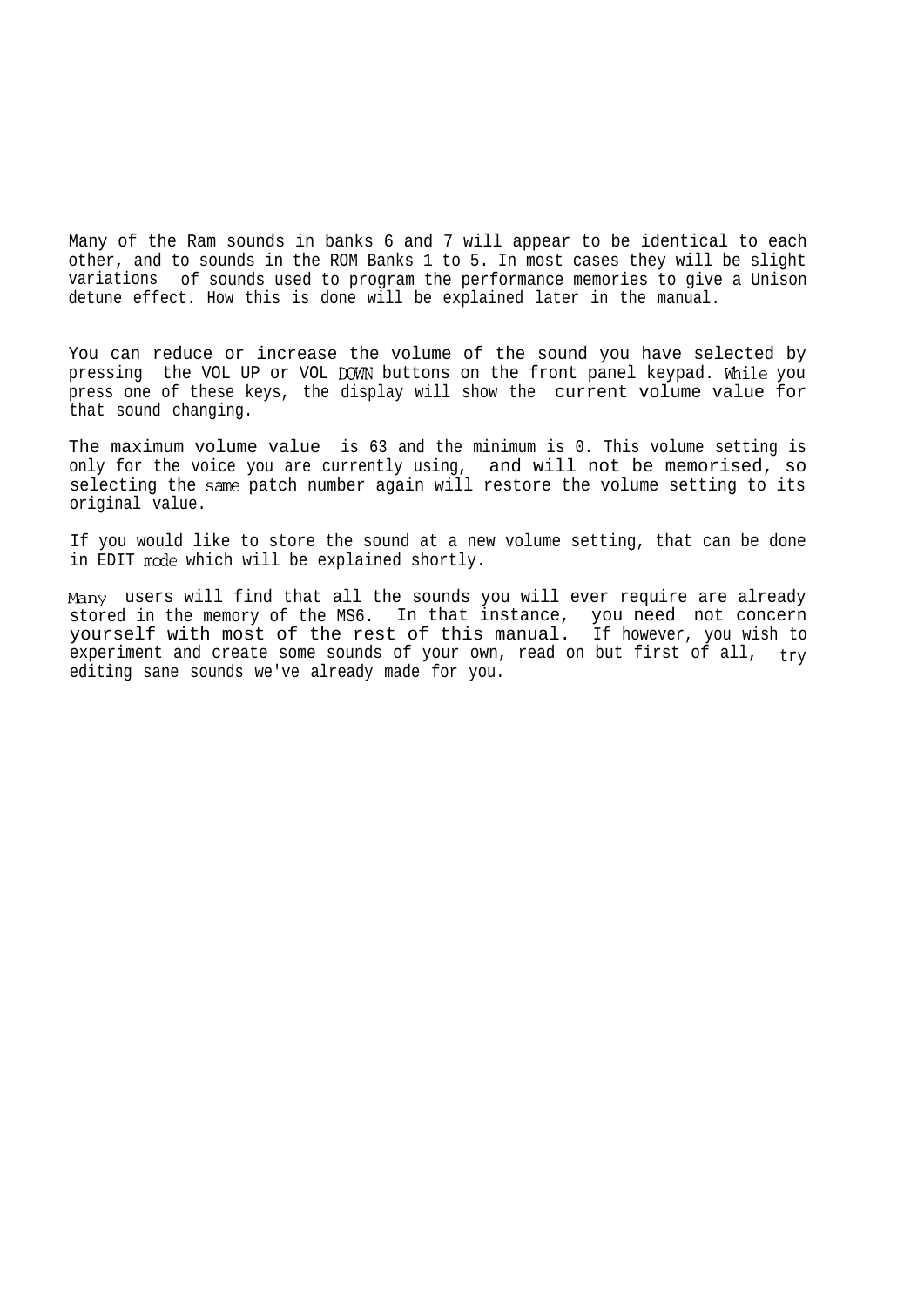Many of the Ram sounds in banks 6 and 7 will appear to be identical to each other, and to sounds in the ROM Banks 1 to 5. In most cases they will be slight variations of sounds used to program the performance memories to give a Unison detune effect. How this is done will be explained later in the manual.

You can reduce or increase the volume of the sound you have selected by pressing the VOL UP or VOL DOWN buttons on the front panel keypad. While you press one of these keys, the display will show the current volume value for that sound changing.

The maximum volume value is 63 and the minimum is 0. This volume setting is only for the voice you are currently using, and will not be memorised, so selecting the same patch number again will restore the volume setting to its original value.

If you would like to store the sound at a new volume setting, that can be done in EDIT mode which will be explained shortly.

Many users will find that all the sounds you will ever require are already stored in the memory of the MS6. In that instance, you need not concern yourself with most of the rest of this manual. If however, you wish to experiment and create some sounds of your own, read on but first of all, try editing sane sounds we've already made for you.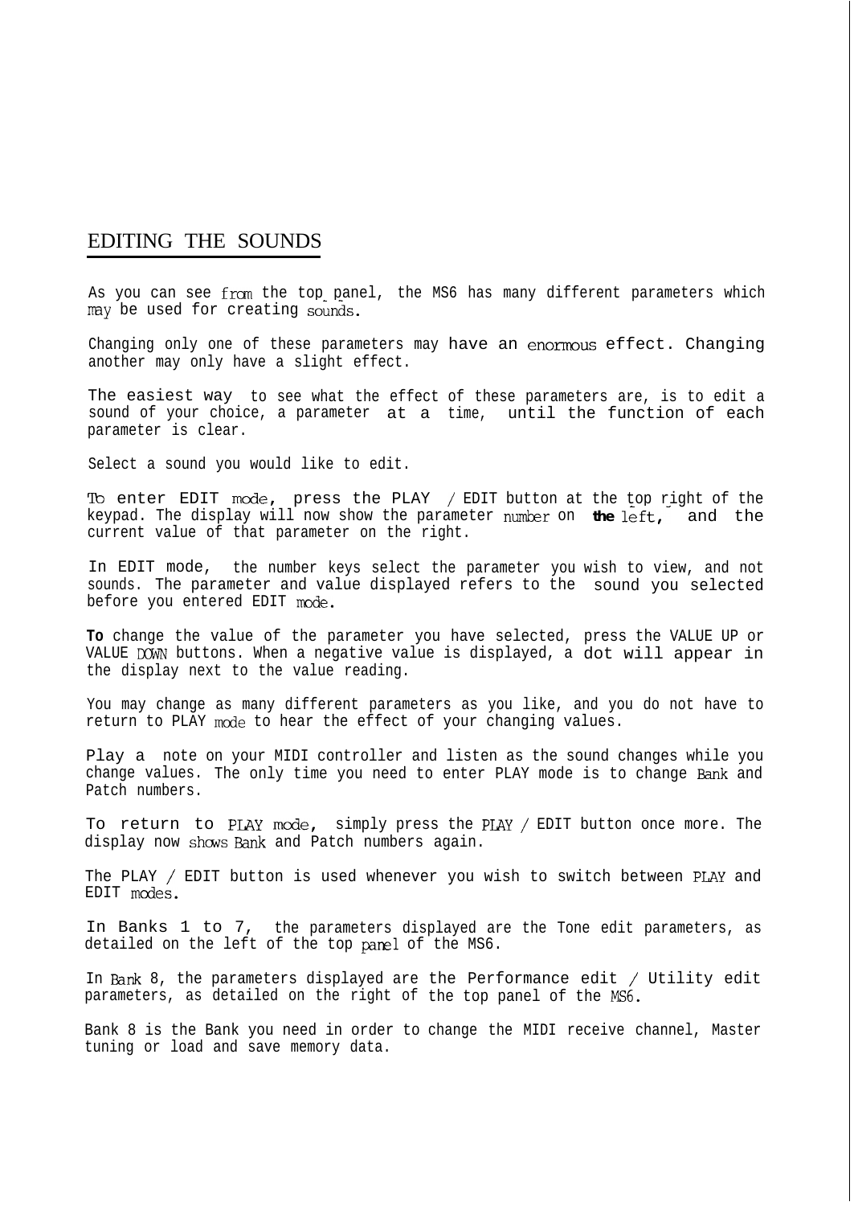# EDITING THE SOUNDS

As you can see from the top panel, the MS6 has many different parameters which may be used for creating sounds.

Changing only one of these parameters may have an enormous effect. Changing another may only have a slight effect.

The easiest way to see what the effect of these parameters are, is to edit a sound of your choice, a parameter at a time, until the function of each parameter is clear.

Select a sound you would like to edit.

To enter EDIT mode, press the PLAY / EDIT button at the top right of the keypad. The display will now show the parameter number on the left, and the current value of that parameter on the right.

In EDIT mode, the number keys select the parameter you wish to view, and not sounds. The parameter and value displayed refers to the sound you selected before you entered EDIT mode.

To change the value of the parameter you have selected, press the VALUE UP or VALUE DOWN buttons. When a negative value is displayed, a dot will appear in the display next to the value reading.

You may change as many different parameters as you like, and you do not have to return to PLAY mode to hear the effect of your changing values.

Play a note on your MIDI controller and listen as the sound changes while you change values. The only time you need to enter PLAY mode is to change Bank and Patch numbers.

To return to PLAY mode, simply press the PLAY / EDIT button once more. The display now shows Bank and Patch numbers again.

The PLAY / EDIT button is used whenever you wish to switch between PLAY and EDIT modes.

In Banks 1 to 7, the parameters displayed are the Tone edit parameters, as detailed on the left of the top panel of the MS6.

In Bank 8, the parameters displayed are the Performance edit / Utility edit parameters, as detailed on the right of the top panel of the MS6.

Bank 8 is the Bank you need in order to change the MIDI receive channel, Master tuning or load and save memory data.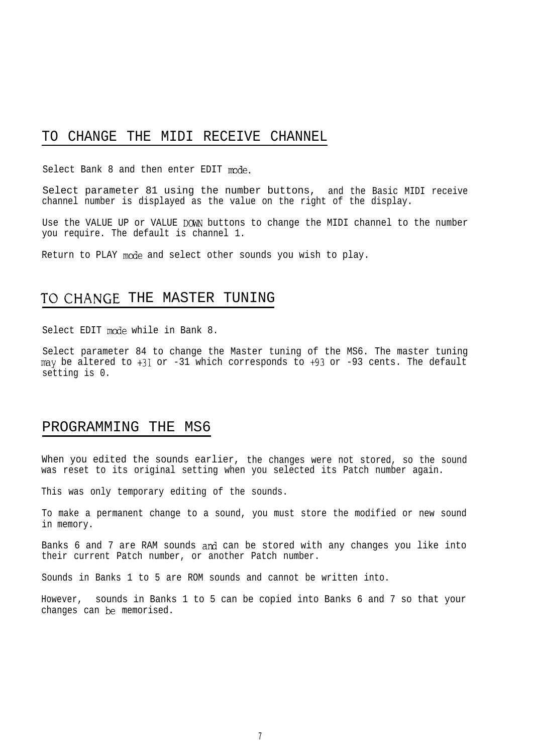## TO CHANGE THE MIDI RECEIVE CHANNEL

Select Bank 8 and then enter EDIT mode.

Select parameter 81 using the number buttons, and the Basic MIDI receive channel number is displayed as the value on the right of the display.

Use the VALUE UP or VALUE DOWN buttons to change the MIDI channel to the number you require. The default is channel 1.

Return to PLAY mode and select other sounds you wish to play.

## TO CHANGE THE MASTER TUNING

Select EDIT mode while in Bank 8.

Select parameter 84 to change the Master tuning of the MS6. The master tuning may be altered to +31 or -31 which corresponds to +93 or -93 cents. The default setting is 0.

## PROGRAMMING THE MS6

When you edited the sounds earlier, the changes were not stored, so the sound was reset to its original setting when you selected its Patch number again.

This was only temporary editing of the sounds.

To make a permanent change to a sound, you must store the modified or new sound in memory.

Banks 6 and 7 are RAM sounds and can be stored with any changes you like into their current Patch number, or another Patch number.

Sounds in Banks 1 to 5 are ROM sounds and cannot be written into.

However, sounds in Banks 1 to 5 can be copied into Banks 6 and 7 so that your changes can be memorised.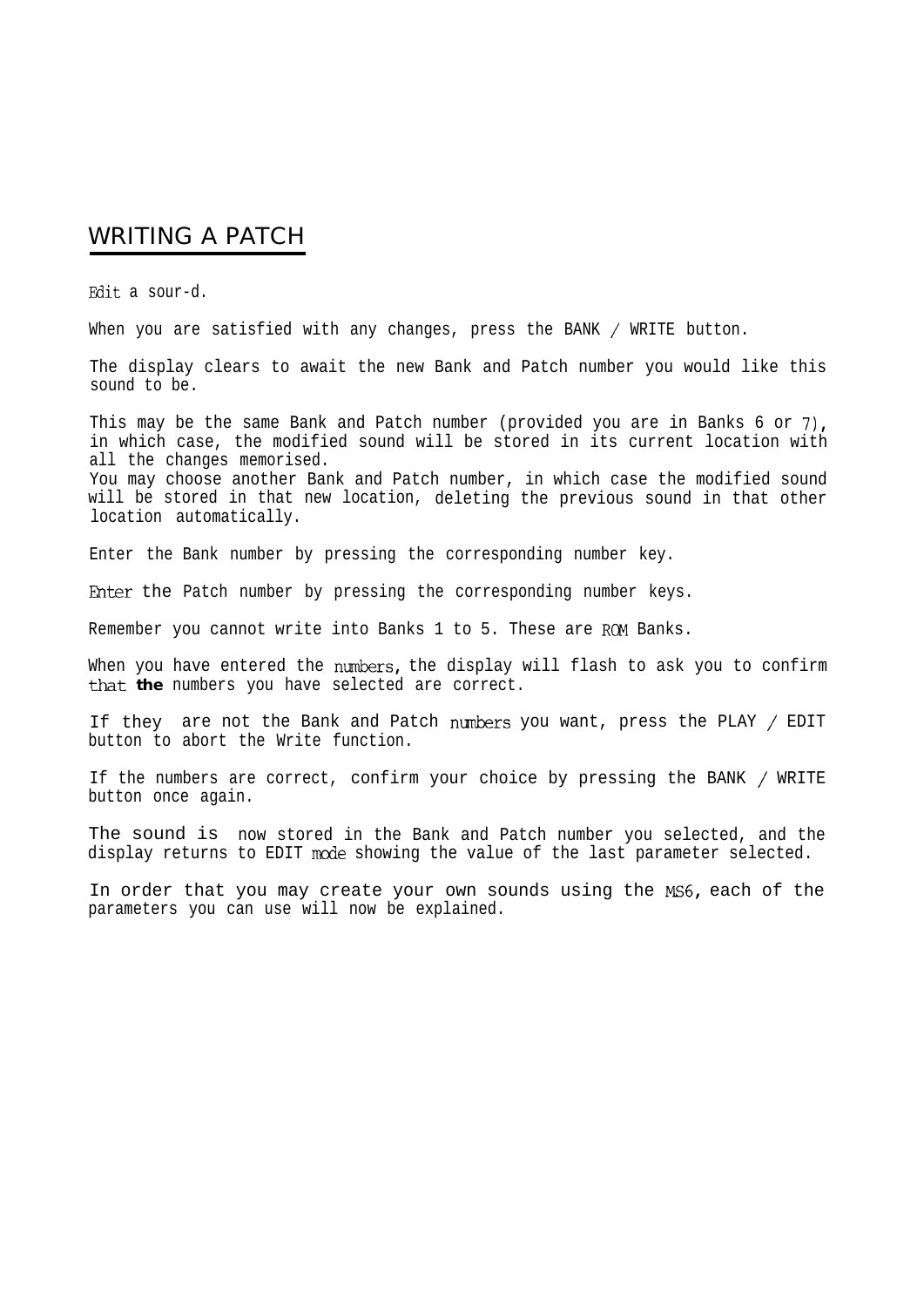## WRITING A PATCH

Edit a sour-d.

When you are satisfied with any changes, press the BANK / WRITE button.

The display clears to await the new Bank and Patch number you would like this sound to be.

This may be the same Bank and Patch number (provided you are in Banks 6 or 7), in which case, the modified sound will be stored in its current location with all the changes memorised.
You may choose another Bank and Patch number, in which case the modified sound will be stored in that new location, deleting the previous sound in that other location automatically.

Enter the Bank number by pressing the corresponding number key.

Enter the Patch number by pressing the corresponding number keys.

Remember you cannot write into Banks 1 to 5. These are ROM Banks.

When you have entered the numbers, the display will flash to ask you to confirm that **the** numbers you have selected are correct.

If they are not the Bank and Patch numbers you want, press the PLAY / EDIT button to abort the Write function.

If the numbers are correct, confirm your choice by pressing the BANK / WRITE button once again.

The sound is now stored in the Bank and Patch number you selected, and the display returns to EDIT mode showing the value of the last parameter selected.

In order that you may create your own sounds using the MS6, each of the parameters you can use will now be explained.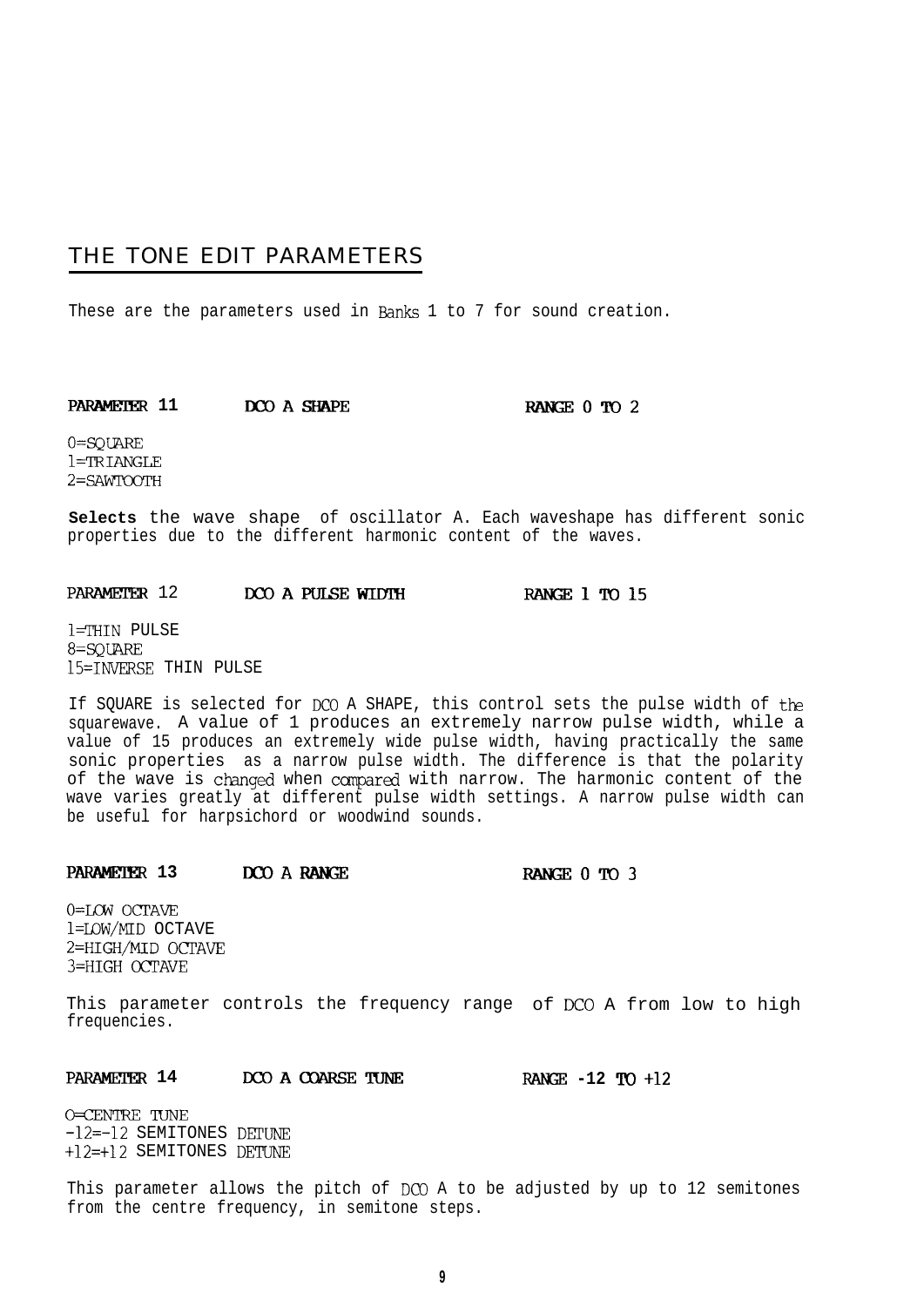## THE TONE EDIT PARAMETERS

These are the parameters used in Banks 1 to 7 for sound creation.

**PARAMETER 11 DCO A SHAPE RANGE 0 TO 2**

0=SQUARE
1=TRIANGLE
2=SAWTOOTH

**Selects** the wave shape of oscillator A. Each waveshape has different sonic properties due to the different harmonic content of the waves.

**PARAMETER 12 DCO A PULSE WIDTH RANGE 1 TO 15**

1=THIN PULSE
8=SQUARE
15=INVERSE THIN PULSE

If SQUARE is selected for DCO A SHAPE, this control sets the pulse width of the squarewave. A value of 1 produces an extremely narrow pulse width, while a value of 15 produces an extremely wide pulse width, having practically the same sonic properties as a narrow pulse width. The difference is that the polarity of the wave is changed when compared with narrow. The harmonic content of the wave varies greatly at different pulse width settings. A narrow pulse width can be useful for harpsichord or woodwind sounds.

**PARAMETER 13 DCO A RANGE RANGE 0 TO 3**

0=LOW OCTAVE
1=LOW/MID OCTAVE
2=HIGH/MID OCTAVE
3=HIGH OCTAVE

This parameter controls the frequency range of DCO A from low to high frequencies.

**PARAMETER 14 DCO A COARSE TUNE RANGE -12 TO +12**

0=CENTRE TUNE
-12=-12 SEMITONES DETUNE
+12=+12 SEMITONES DETUNE

This parameter allows the pitch of DCO A to be adjusted by up to 12 semitones from the centre frequency, in semitone steps.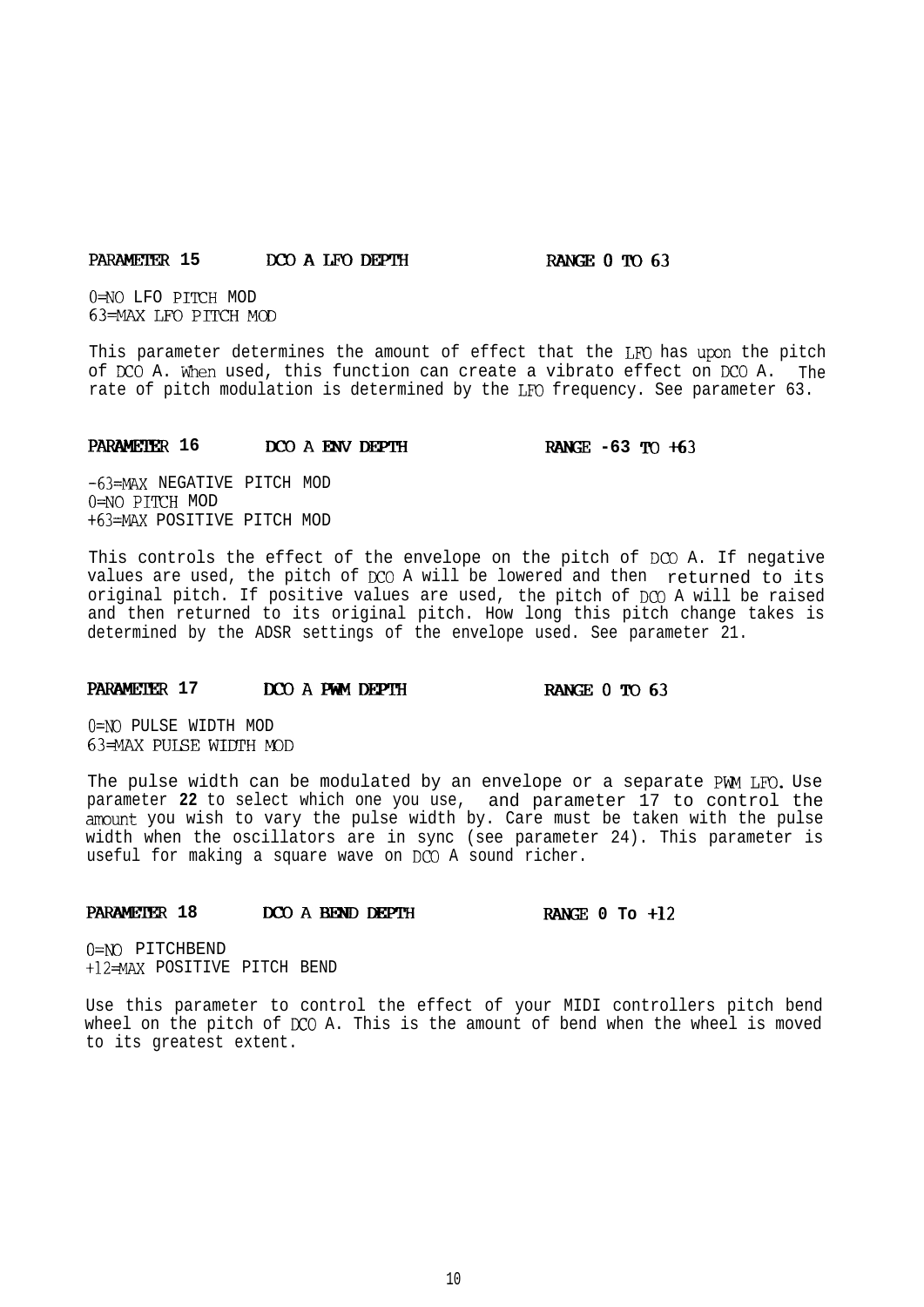**PARAMETER 15 DCO A LFO DEPTH RANGE 0 TO 63**

0=NO LFO PITCH MOD
63=MAX LFO PITCH MOD

This parameter determines the amount of effect that the LFO has upon the pitch of DCO A. When used, this function can create a vibrato effect on DCO A. The rate of pitch modulation is determined by the LFO frequency. See parameter 63.

**PARAMETER 16 DCO A ENV DEPTH RANGE -63 TO +63**

-63=MAX NEGATIVE PITCH MOD
0=NO PITCH MOD
+63=MAX POSITIVE PITCH MOD

This controls the effect of the envelope on the pitch of DCO A. If negative values are used, the pitch of DCO A will be lowered and then returned to its original pitch. If positive values are used, the pitch of DCO A will be raised and then returned to its original pitch. How long this pitch change takes is determined by the ADSR settings of the envelope used. See parameter 21.

**PARAMETER 17 DCO A PWM DEPTH RANGE 0 TO 63**

0=NO PULSE WIDTH MOD
63=MAX PULSE WIDTH MOD

The pulse width can be modulated by an envelope or a separate PWM LFO. Use parameter **22** to select which one you use, and parameter 17 to control the amount you wish to vary the pulse width by. Care must be taken with the pulse width when the oscillators are in sync (see parameter 24). This parameter is useful for making a square wave on DCO A sound richer.

**PARAMETER 18 DCO A BEND DEPTH RANGE 0 To +12**

0=NO PITCHBEND
+12=MAX POSITIVE PITCH BEND

Use this parameter to control the effect of your MIDI controllers pitch bend wheel on the pitch of DCO A. This is the amount of bend when the wheel is moved to its greatest extent.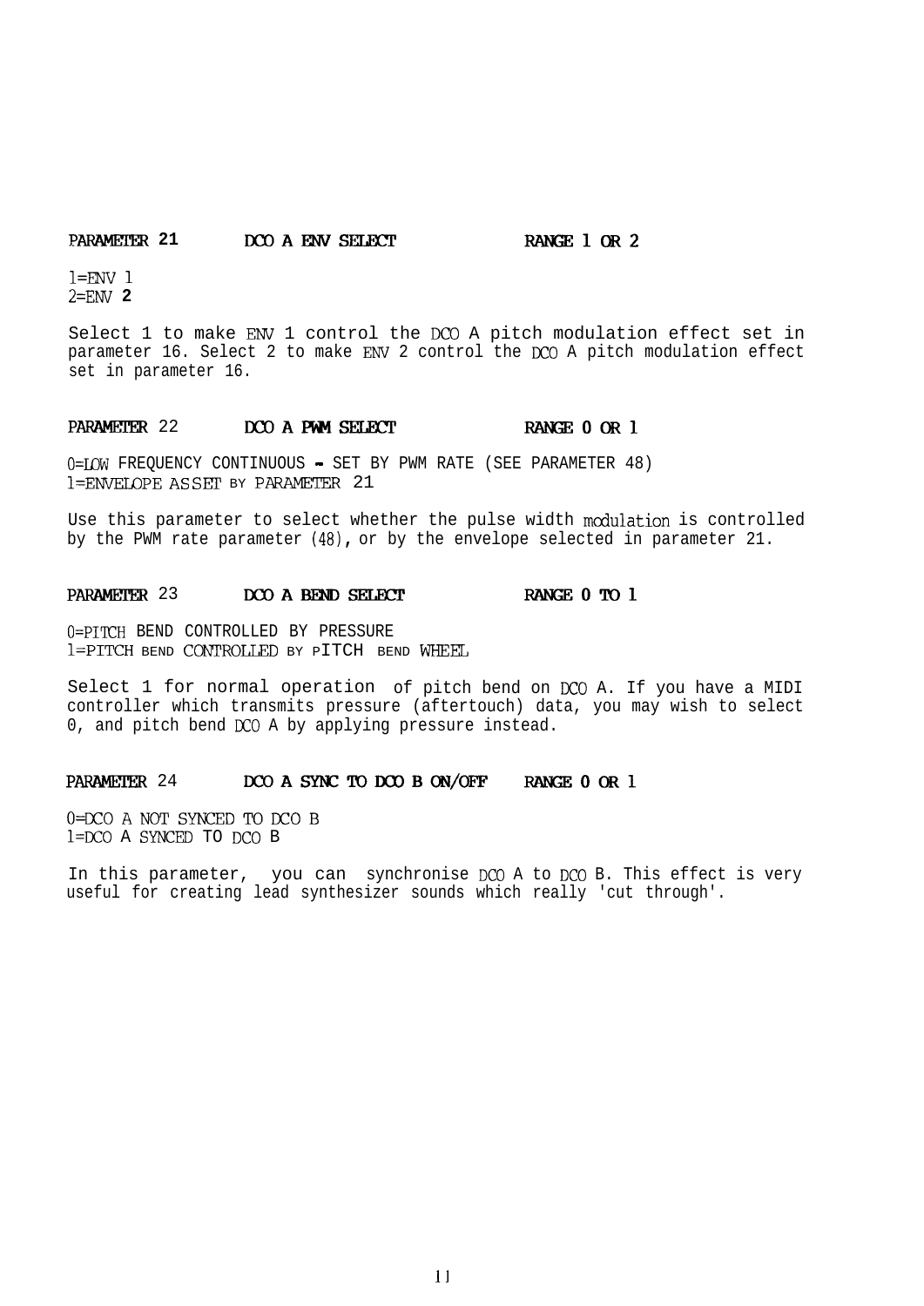**PARAMETER 21 DCO A ENV SELECT RANGE 1 OR 2**

1=ENV 1
2=ENV 2

Select 1 to make ENV 1 control the DCO A pitch modulation effect set in parameter 16. Select 2 to make ENV 2 control the DCO A pitch modulation effect set in parameter 16.

**PARAMETER 22 DCO A PWM SELECT RANGE 0 OR 1**

0=LOW FREQUENCY CONTINUOUS - SET BY PWM RATE (SEE PARAMETER 48)
1=ENVELOPE ASSET BY PARAMETER 21

Use this parameter to select whether the pulse width modulation is controlled by the PWM rate parameter (48), or by the envelope selected in parameter 21.

**PARAMETER 23 DCO A BEND SELECT RANGE 0 TO 1**

0=PITCH BEND CONTROLLED BY PRESSURE
1=PITCH BEND CONTROLLED BY PITCH BEND WHEEL

Select 1 for normal operation of pitch bend on DCO A. If you have a MIDI controller which transmits pressure (aftertouch) data, you may wish to select 0, and pitch bend DCO A by applying pressure instead.

**PARAMETER 24 DCO A SYNC TO DCO B ON/OFF RANGE 0 OR 1**

0=DCO A NOT SYNCED TO DCO B
1=DCO A SYNCED TO DCO B

In this parameter, you can synchronise DCO A to DCO B. This effect is very useful for creating lead synthesizer sounds which really 'cut through'.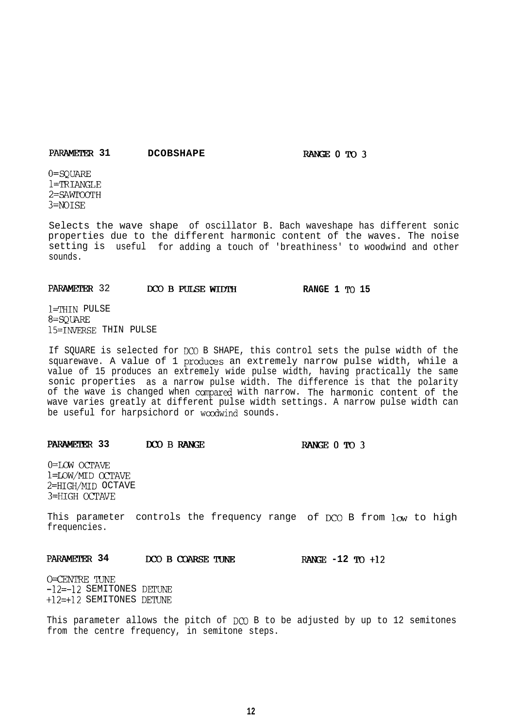**PARAMETER 31** **DCOBSHAPE** **RANGE 0 TO 3**

0=SQUARE
1=TRIANGLE
2=SAWTOOTH
3=NOISE

Selects the wave shape of oscillator B. Bach waveshape has different sonic properties due to the different harmonic content of the waves. The noise setting is useful for adding a touch of 'breathiness' to woodwind and other sounds.

**PARAMETER 32** **DCO B PULSE WIDTH** **RANGE 1 TO 15**

1=THIN PULSE
8=SQUARE
15=INVERSE THIN PULSE

If SQUARE is selected for DCO B SHAPE, this control sets the pulse width of the squarewave. A value of 1 produces an extremely narrow pulse width, while a value of 15 produces an extremely wide pulse width, having practically the same sonic properties as a narrow pulse width. The difference is that the polarity of the wave is changed when compared with narrow. The harmonic content of the wave varies greatly at different pulse width settings. A narrow pulse width can be useful for harpsichord or woodwind sounds.

**PARAMETER 33** **DCO B RANGE** **RANGE 0 TO 3**

0=LOW OCTAVE
1=LOW/MID OCTAVE
2=HIGH/MID OCTAVE
3=HIGH OCTAVE

This parameter controls the frequency range of DCO B from low to high frequencies.

**PARAMETER 34** **DCO B COARSE TUNE** **RANGE -12 TO +12**

0=CENTRE TUNE
-12=-12 SEMITONES DETUNE
+12=+12 SEMITONES DETUNE

This parameter allows the pitch of DCO B to be adjusted by up to 12 semitones from the centre frequency, in semitone steps.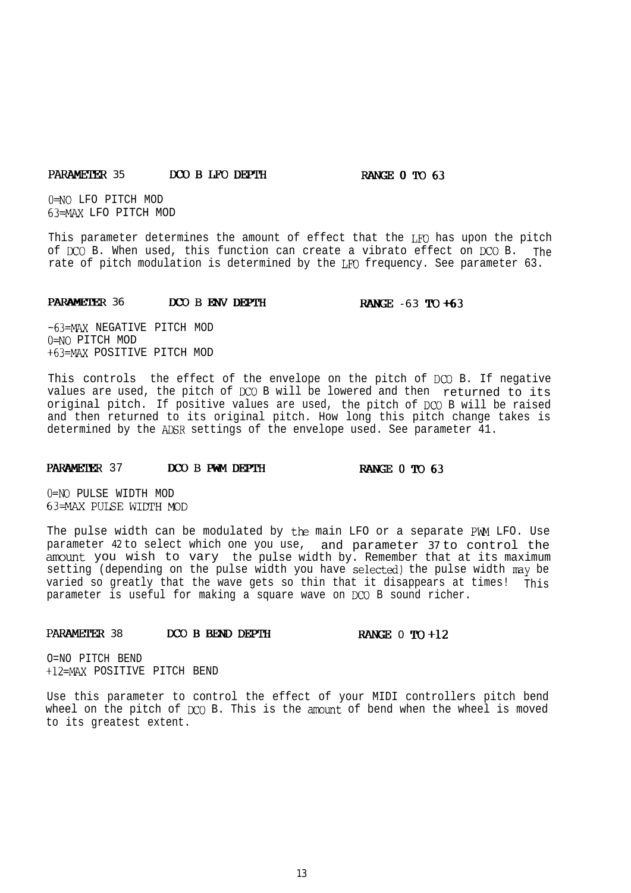**PARAMETER 35 DCO B LFO DEPTH RANGE 0 TO 63**

0=NO LFO PITCH MOD
63=MAX LFO PITCH MOD

This parameter determines the amount of effect that the LFO has upon the pitch of DCO B. When used, this function can create a vibrato effect on DCO B. The rate of pitch modulation is determined by the LFO frequency. See parameter 63.

**PARAMETER 36 DCO B ENV DEPTH RANGE -63 TO +63**

-63=MAX NEGATIVE PITCH MOD
0=NO PITCH MOD
+63=MAX POSITIVE PITCH MOD

This controls the effect of the envelope on the pitch of DCO B. If negative values are used, the pitch of DCO B will be lowered and then returned to its original pitch. If positive values are used, the pitch of DCO B will be raised and then returned to its original pitch. How long this pitch change takes is determined by the ADSR settings of the envelope used. See parameter 41.

**PARAMETER 37 DCO B PWM DEPTH RANGE 0 TO 63**

0=NO PULSE WIDTH MOD
63=MAX PULSE WIDTH MOD

The pulse width can be modulated by the main LFO or a separate PWM LFO. Use parameter 42 to select which one you use, and parameter 37 to control the amount you wish to vary the pulse width by. Remember that at its maximum setting (depending on the pulse width you have selected) the pulse width may be varied so greatly that the wave gets so thin that it disappears at times! This parameter is useful for making a square wave on DCO B sound richer.

**PARAMETER 38 DCO B BEND DEPTH RANGE 0 TO +12**

O=NO PITCH BEND
+12=MAX POSITIVE PITCH BEND

Use this parameter to control the effect of your MIDI controllers pitch bend wheel on the pitch of DCO B. This is the amount of bend when the wheel is moved to its greatest extent.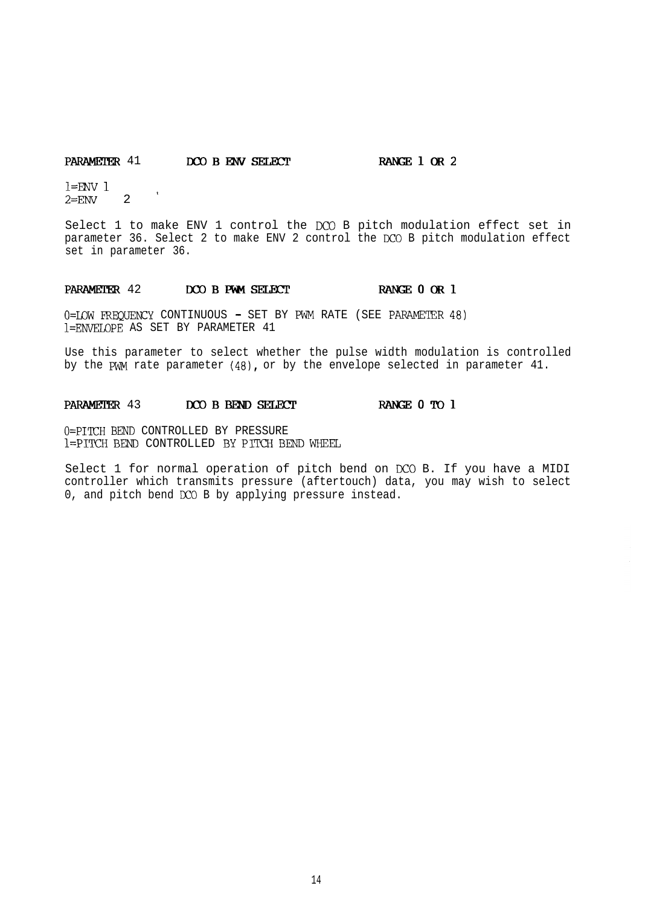**PARAMETER 41 DCO B ENV SELECT RANGE 1 OR 2**

1=ENV 1
2=ENV 2

Select 1 to make ENV 1 control the DCO B pitch modulation effect set in parameter 36. Select 2 to make ENV 2 control the DCO B pitch modulation effect set in parameter 36.

**PARAMETER 42 DCO B PWM SELECT RANGE 0 OR 1**

0=LOW FREQUENCY CONTINUOUS - SET BY PWM RATE (SEE PARAMETER 48)
1=ENVELOPE AS SET BY PARAMETER 41

Use this parameter to select whether the pulse width modulation is controlled by the PWM rate parameter (48), or by the envelope selected in parameter 41.

**PARAMETER 43 DCO B BEND SELECT RANGE 0 TO 1**

0=PITCH BEND CONTROLLED BY PRESSURE
1=PITCH BEND CONTROLLED BY PITCH BEND WHEEL

Select 1 for normal operation of pitch bend on DCO B. If you have a MIDI controller which transmits pressure (aftertouch) data, you may wish to select 0, and pitch bend DCO B by applying pressure instead.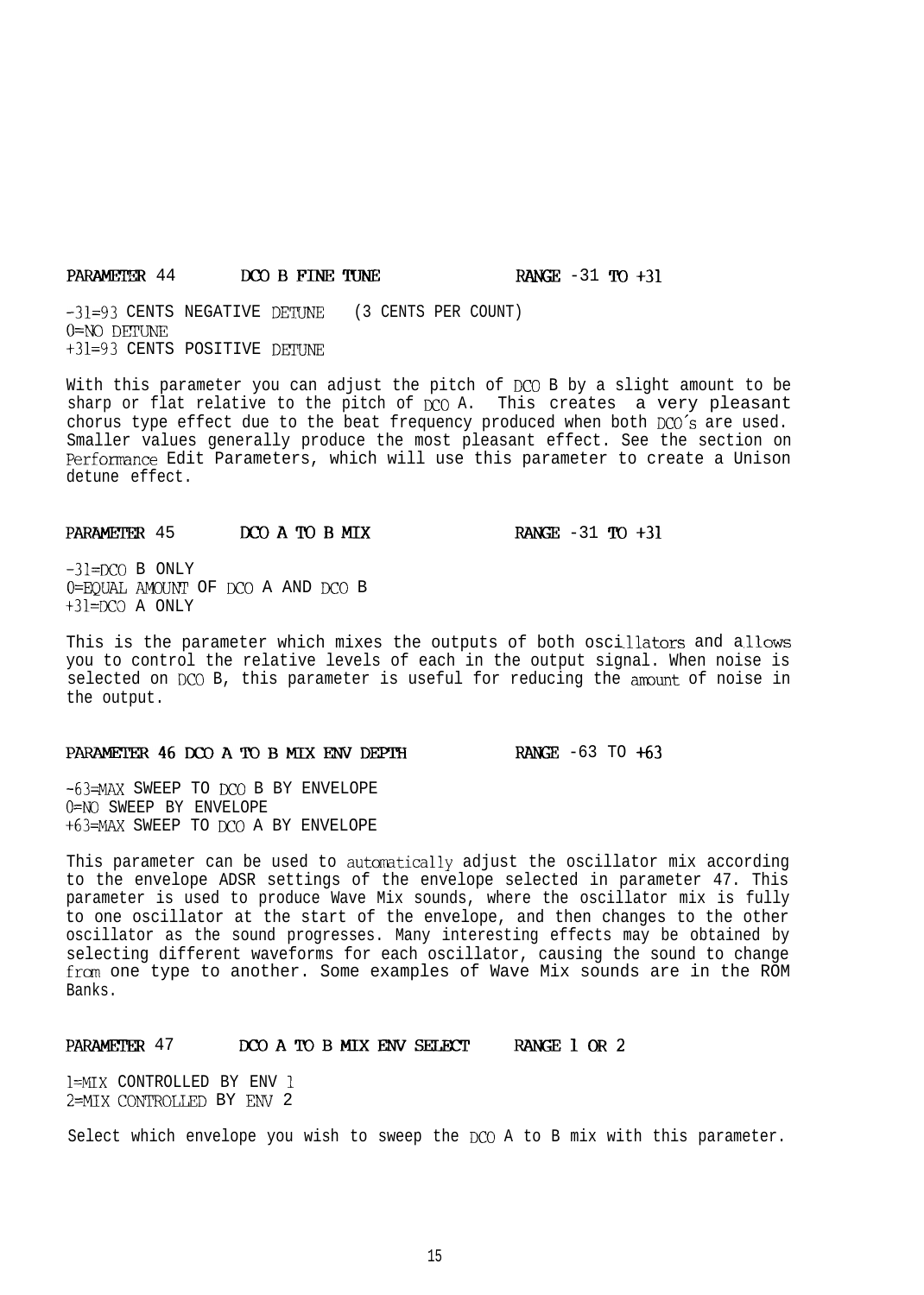**PARAMETER 44 DCO B FINE TUNE RANGE -31 TO +31**

-31=93 CENTS NEGATIVE DETUNE (3 CENTS PER COUNT)
0=NO DETUNE
+31=93 CENTS POSITIVE DETUNE

With this parameter you can adjust the pitch of DCO B by a slight amount to be sharp or flat relative to the pitch of DCO A. This creates a very pleasant chorus type effect due to the beat frequency produced when both DCO's are used. Smaller values generally produce the most pleasant effect. See the section on Performance Edit Parameters, which will use this parameter to create a Unison detune effect.

**PARAMETER 45 DCO A TO B MIX RANGE -31 TO +31**

-31=DCO B ONLY
0=EQUAL AMOUNT OF DCO A AND DCO B
+31=DCO A ONLY

This is the parameter which mixes the outputs of both oscillators and allows you to control the relative levels of each in the output signal. When noise is selected on DCO B, this parameter is useful for reducing the amount of noise in the output.

**PARAMETER 46 DCO A TO B MIX ENV DEPTH RANGE -63 TO +63**

-63=MAX SWEEP TO DCO B BY ENVELOPE
0=NO SWEEP BY ENVELOPE
+63=MAX SWEEP TO DCO A BY ENVELOPE

This parameter can be used to automatically adjust the oscillator mix according to the envelope ADSR settings of the envelope selected in parameter 47. This parameter is used to produce Wave Mix sounds, where the oscillator mix is fully to one oscillator at the start of the envelope, and then changes to the other oscillator as the sound progresses. Many interesting effects may be obtained by selecting different waveforms for each oscillator, causing the sound to change from one type to another. Some examples of Wave Mix sounds are in the ROM Banks.

**PARAMETER 47 DCO A TO B MIX ENV SELECT RANGE 1 OR 2**

1=MIX CONTROLLED BY ENV 1
2=MIX CONTROLLED BY ENV 2

Select which envelope you wish to sweep the DCO A to B mix with this parameter.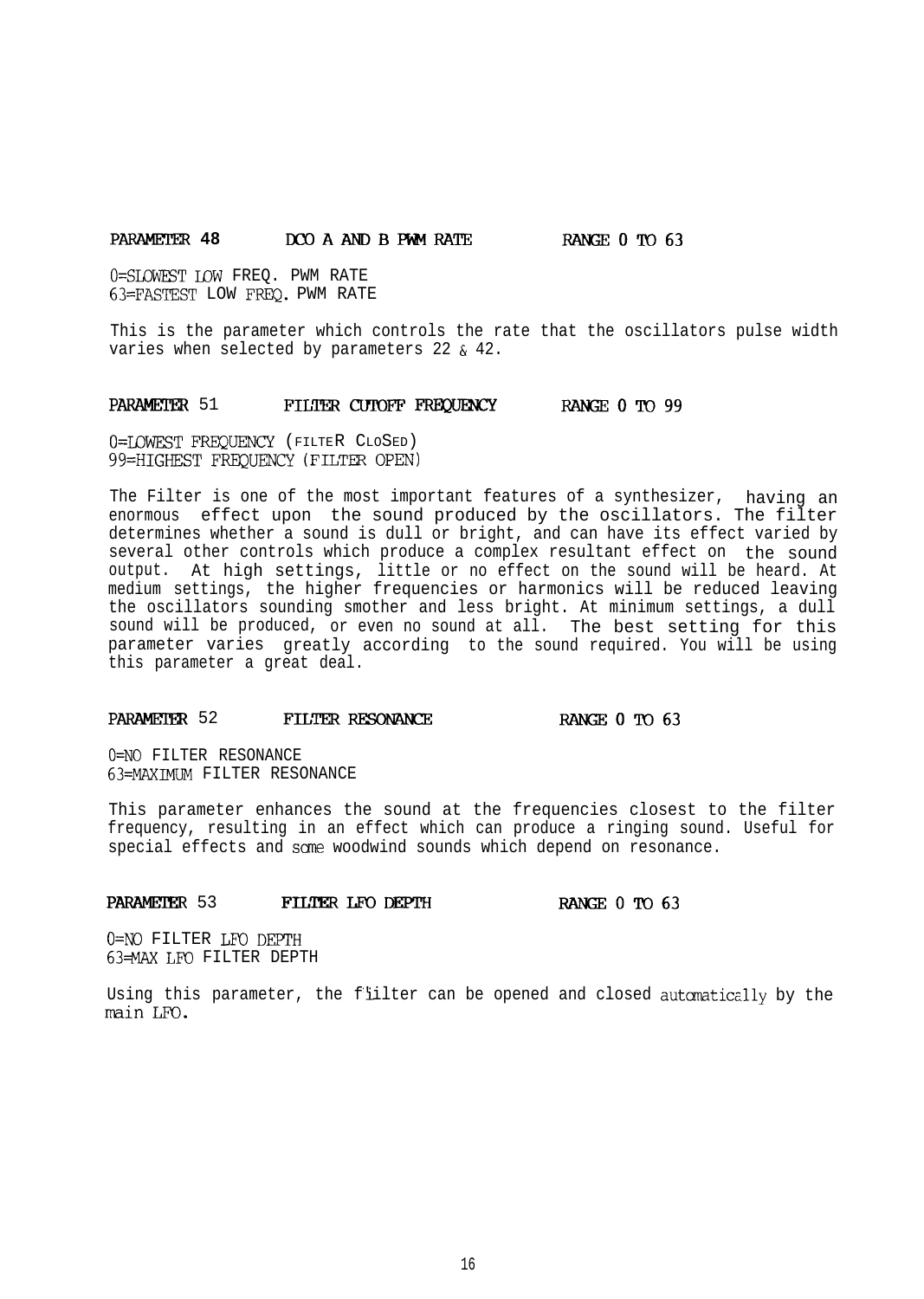### PARAMETER 48 DCO A AND B PWM RATE RANGE 0 TO 63

0=SLOWEST LOW FREQ. PWM RATE
63=FASTEST LOW FREQ. PWM RATE

This is the parameter which controls the rate that the oscillators pulse width varies when selected by parameters 22 & 42.

### PARAMETER 51 FILTER CUTOFF FREQUENCY RANGE 0 TO 99

0=LOWEST FREQUENCY (FILTER CLOSED)
99=HIGHEST FREQUENCY (FILTER OPEN)

The Filter is one of the most important features of a synthesizer, having an enormous effect upon the sound produced by the oscillators. The filter determines whether a sound is dull or bright, and can have its effect varied by several other controls which produce a complex resultant effect on the sound output. At high settings, little or no effect on the sound will be heard. At medium settings, the higher frequencies or harmonics will be reduced leaving the oscillators sounding smother and less bright. At minimum settings, a dull sound will be produced, or even no sound at all. The best setting for this parameter varies greatly according to the sound required. You will be using this parameter a great deal.

### PARAMETER 52 FILTER RESONANCE RANGE 0 TO 63

0=NO FILTER RESONANCE
63=MAXIMUM FILTER RESONANCE

This parameter enhances the sound at the frequencies closest to the filter frequency, resulting in an effect which can produce a ringing sound. Useful for special effects and some woodwind sounds which depend on resonance.

### PARAMETER 53 FILTER LFO DEPTH RANGE 0 TO 63

0=NO FILTER LFO DEPTH
63=MAX LFO FILTER DEPTH

Using this parameter, the filter can be opened and closed automatically by the main LFO.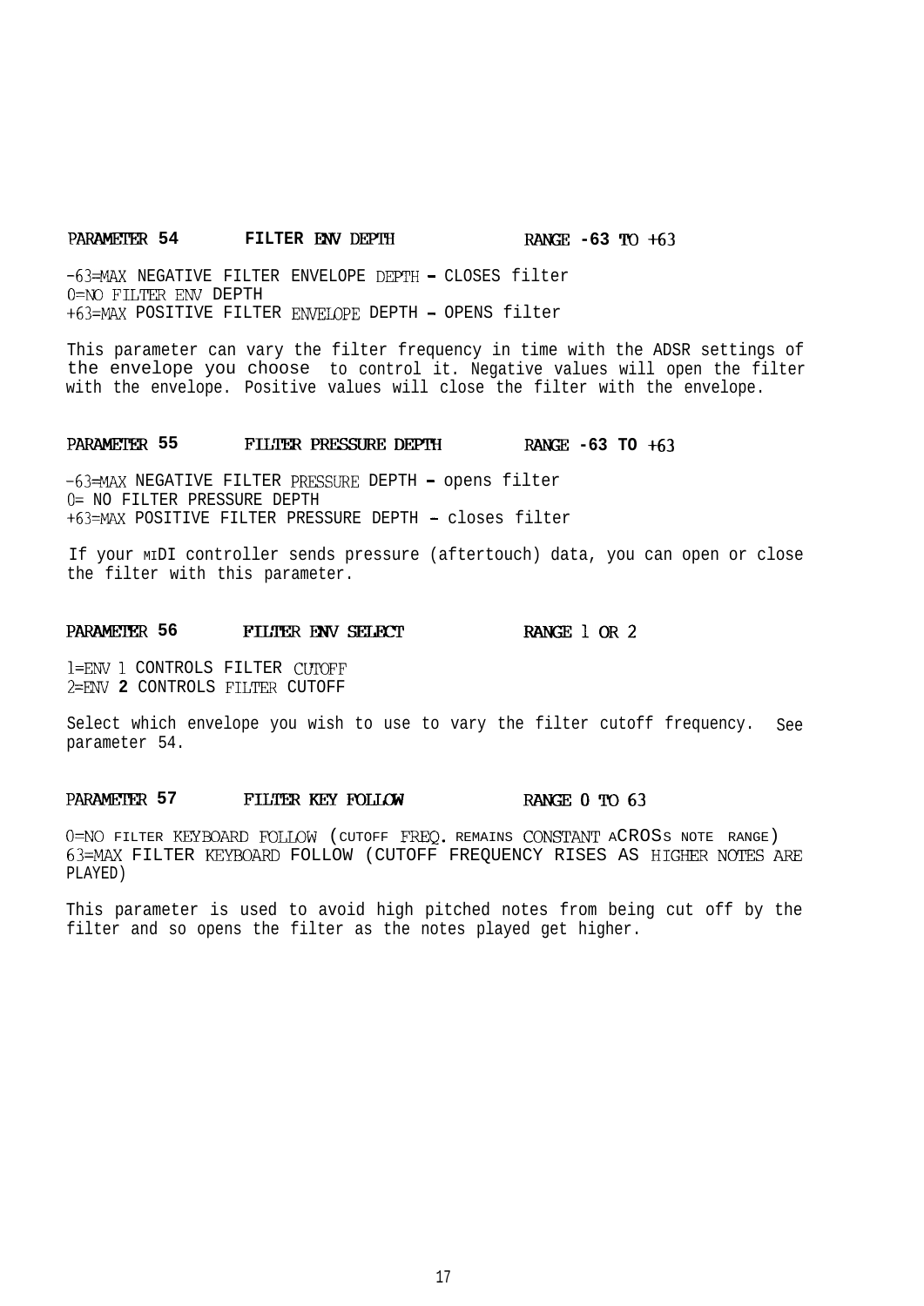### PARAMETER 54 FILTER ENV DEPTH RANGE -63 TO +63

-63=MAX NEGATIVE FILTER ENVELOPE DEPTH - CLOSES filter
0=NO FILTER ENV DEPTH
+63=MAX POSITIVE FILTER ENVELOPE DEPTH - OPENS filter

This parameter can vary the filter frequency in time with the ADSR settings of the envelope you choose to control it. Negative values will open the filter with the envelope. Positive values will close the filter with the envelope.

### PARAMETER 55 FILTER PRESSURE DEPTH RANGE -63 TO +63

-63=MAX NEGATIVE FILTER PRESSURE DEPTH - opens filter
0= NO FILTER PRESSURE DEPTH
+63=MAX POSITIVE FILTER PRESSURE DEPTH - closes filter

If your MIDI controller sends pressure (aftertouch) data, you can open or close the filter with this parameter.

### PARAMETER 56 FILTER ENV SELECT RANGE 1 OR 2

1=ENV 1 CONTROLS FILTER CUTOFF
2=ENV 2 CONTROLS FILTER CUTOFF

Select which envelope you wish to use to vary the filter cutoff frequency. See parameter 54.

### PARAMETER 57 FILTER KEY FOLLOW RANGE 0 TO 63

0=NO FILTER KEYBOARD FOLLOW (CUTOFF FREQ. REMAINS CONSTANT ACROSS NOTE RANGE)
63=MAX FILTER KEYBOARD FOLLOW (CUTOFF FREQUENCY RISES AS HIGHER NOTES ARE PLAYED)

This parameter is used to avoid high pitched notes from being cut off by the filter and so opens the filter as the notes played get higher.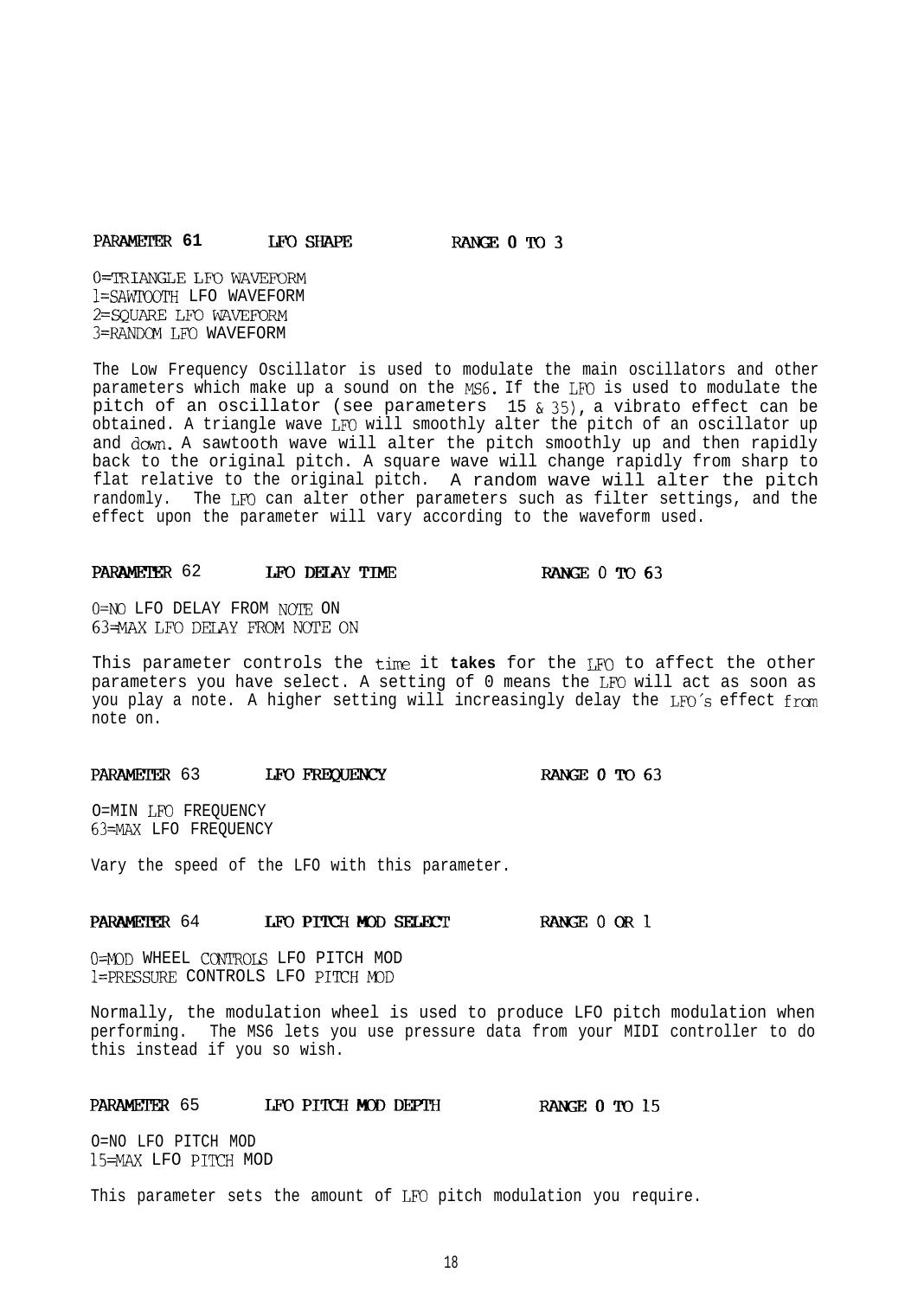**PARAMETER 61 LFO SHAPE RANGE 0 TO 3**

0=TRIANGLE LFO WAVEFORM
1=SAWTOOTH LFO WAVEFORM
2=SQUARE LFO WAVEFORM
3=RANDOM LFO WAVEFORM

The Low Frequency Oscillator is used to modulate the main oscillators and other parameters which make up a sound on the MS6. If the LFO is used to modulate the pitch of an oscillator (see parameters 15 & 35), a vibrato effect can be obtained. A triangle wave LFO will smoothly alter the pitch of an oscillator up and down. A sawtooth wave will alter the pitch smoothly up and then rapidly back to the original pitch. A square wave will change rapidly from sharp to flat relative to the original pitch. A random wave will alter the pitch randomly. The LFO can alter other parameters such as filter settings, and the effect upon the parameter will vary according to the waveform used.

**PARAMETER 62 LFO DELAY TIME RANGE 0 TO 63**

0=NO LFO DELAY FROM NOTE ON
63=MAX LFO DELAY FROM NOTE ON

This parameter controls the time it **takes** for the LFO to affect the other parameters you have select. A setting of 0 means the LFO will act as soon as you play a note. A higher setting will increasingly delay the LFO's effect from note on.

**PARAMETER 63 LFO FREQUENCY RANGE 0 TO 63**

O=MIN LFO FREQUENCY
63=MAX LFO FREQUENCY

Vary the speed of the LFO with this parameter.

**PARAMETER 64 LFO PITCH MOD SELECT RANGE 0 OR 1**

0=MOD WHEEL CONTROLS LFO PITCH MOD
1=PRESSURE CONTROLS LFO PITCH MOD

Normally, the modulation wheel is used to produce LFO pitch modulation when performing. The MS6 lets you use pressure data from your MIDI controller to do this instead if you so wish.

**PARAMETER 65 LFO PITCH MOD DEPTH RANGE 0 TO 15**

O=NO LFO PITCH MOD
15=MAX LFO PITCH MOD

This parameter sets the amount of LFO pitch modulation you require.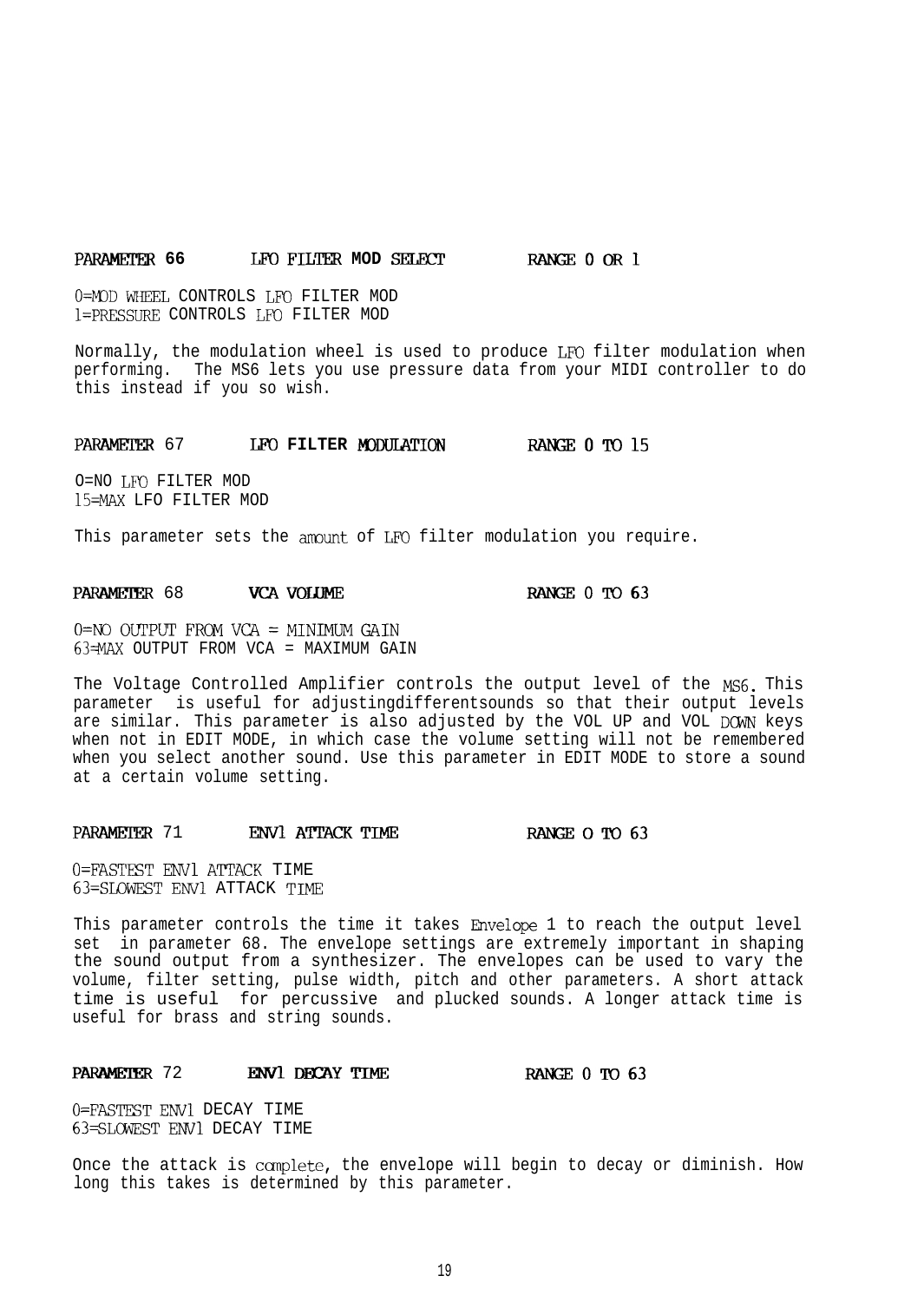## PARAMETER 66 LFO FILTER MOD SELECT RANGE 0 OR 1

0=MOD WHEEL CONTROLS LFO FILTER MOD
1=PRESSURE CONTROLS LFO FILTER MOD

Normally, the modulation wheel is used to produce LFO filter modulation when performing. The MS6 lets you use pressure data from your MIDI controller to do this instead if you so wish.

## PARAMETER 67 LFO FILTER MODULATION RANGE 0 TO 15

0=NO LFO FILTER MOD
15=MAX LFO FILTER MOD

This parameter sets the amount of LFO filter modulation you require.

## PARAMETER 68 VCA VOLUME RANGE 0 TO 63

0=NO OUTPUT FROM VCA = MINIMUM GAIN
63=MAX OUTPUT FROM VCA = MAXIMUM GAIN

The Voltage Controlled Amplifier controls the output level of the MS6. This parameter is useful for adjustingdifferentsounds so that their output levels are similar. This parameter is also adjusted by the VOL UP and VOL DOWN keys when not in EDIT MODE, in which case the volume setting will not be remembered when you select another sound. Use this parameter in EDIT MODE to store a sound at a certain volume setting.

## PARAMETER 71 ENV1 ATTACK TIME RANGE 0 TO 63

0=FASTEST ENV1 ATTACK TIME
63=SLOWEST ENV1 ATTACK TIME

This parameter controls the time it takes Envelope 1 to reach the output level set in parameter 68. The envelope settings are extremely important in shaping the sound output from a synthesizer. The envelopes can be used to vary the volume, filter setting, pulse width, pitch and other parameters. A short attack time is useful for percussive and plucked sounds. A longer attack time is useful for brass and string sounds.

## PARAMETER 72 ENV1 DECAY TIME RANGE 0 TO 63

0=FASTEST ENV1 DECAY TIME
63=SLOWEST ENV1 DECAY TIME

Once the attack is complete, the envelope will begin to decay or diminish. How long this takes is determined by this parameter.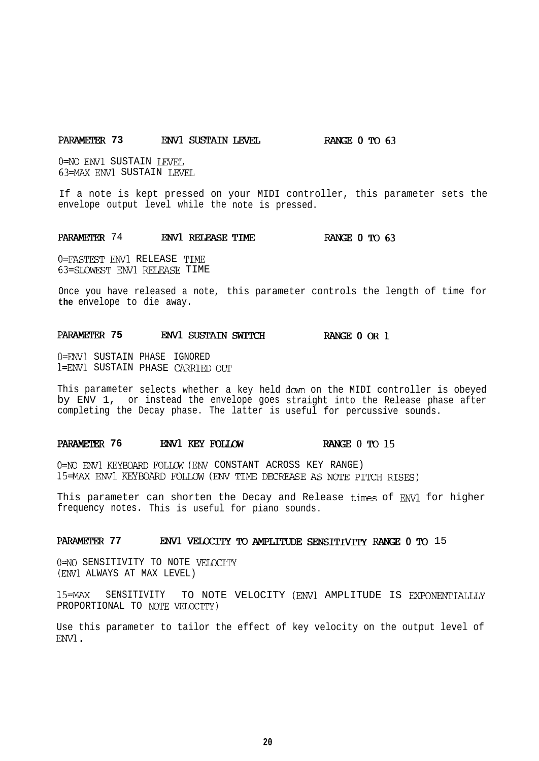### PARAMETER 73 ENV1 SUSTAIN LEVEL RANGE 0 TO 63

0=NO ENV1 SUSTAIN LEVEL
63=MAX ENV1 SUSTAIN LEVEL

If a note is kept pressed on your MIDI controller, this parameter sets the envelope output level while the note is pressed.

### PARAMETER 74 ENV1 RELEASE TIME RANGE 0 TO 63

0=FASTEST ENV1 RELEASE TIME
63=SLOWEST ENV1 RELEASE TIME

Once you have released a note, this parameter controls the length of time for **the** envelope to die away.

### PARAMETER 75 ENV1 SUSTAIN SWITCH RANGE 0 OR 1

0=ENV1 SUSTAIN PHASE IGNORED
1=ENV1 SUSTAIN PHASE CARRIED OUT

This parameter selects whether a key held down on the MIDI controller is obeyed by ENV 1, or instead the envelope goes straight into the Release phase after completing the Decay phase. The latter is useful for percussive sounds.

### PARAMETER 76 ENV1 KEY FOLLOW RANGE 0 TO 15

0=NO ENV1 KEYBOARD FOLLOW (ENV CONSTANT ACROSS KEY RANGE)
15=MAX ENV1 KEYBOARD FOLLOW (ENV TIME DECREASE AS NOTE PITCH RISES)

This parameter can shorten the Decay and Release times of ENV1 for higher frequency notes. This is useful for piano sounds.

### PARAMETER 77 ENV1 VELOCITY TO AMPLITUDE SENSITIVITY RANGE 0 TO 15

0=NO SENSITIVITY TO NOTE VELOCITY
(ENV1 ALWAYS AT MAX LEVEL)

15=MAX SENSITIVITY TO NOTE VELOCITY (ENV1 AMPLITUDE IS EXPONENTIALLLY PROPORTIONAL TO NOTE VELOCITY)

Use this parameter to tailor the effect of key velocity on the output level of ENV1.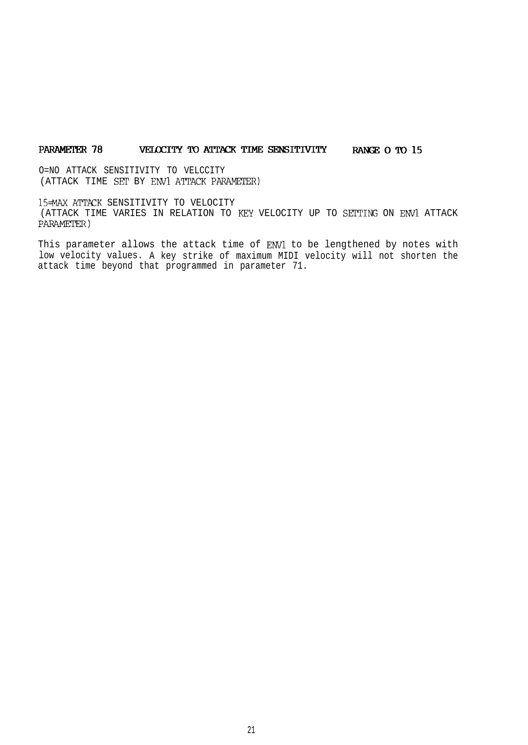**PARAMETER 78 VELOCITY TO ATTACK TIME SENSITIVITY RANGE 0 TO 15**

0=NO ATTACK SENSITIVITY TO VELCCITY
(ATTACK TIME SET BY ENV1 ATTACK PARAMETER)

15=MAX ATTACK SENSITIVITY TO VELOCITY
(ATTACK TIME VARIES IN RELATION TO KEY VELOCITY UP TO SETTING ON ENV1 ATTACK PARAMETER)

This parameter allows the attack time of ENV1 to be lengthened by notes with low velocity values. A key strike of maximum MIDI velocity will not shorten the attack time beyond that programmed in parameter 71.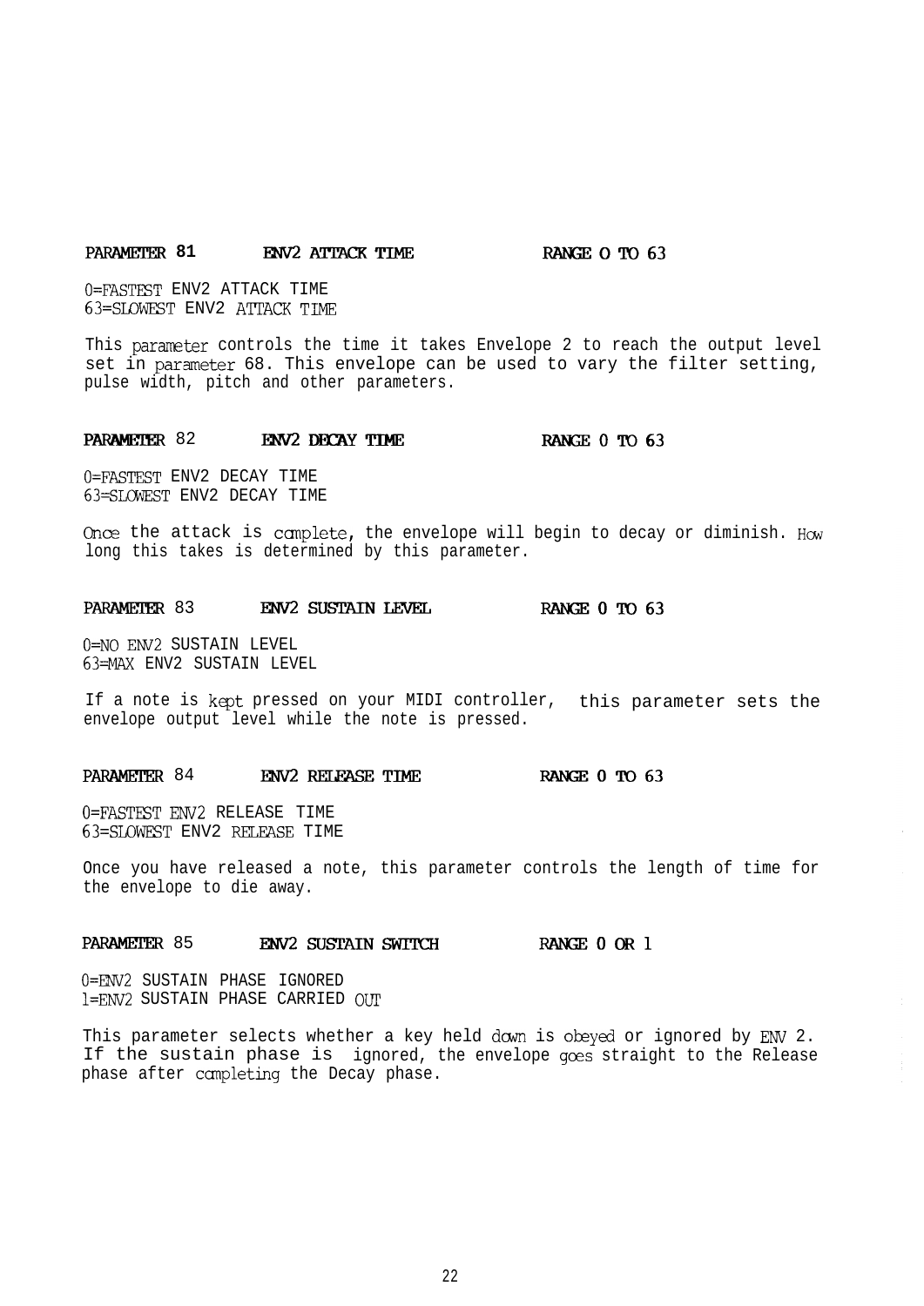**PARAMETER 81 ENV2 ATTACK TIME RANGE 0 TO 63**

0=FASTEST ENV2 ATTACK TIME
63=SLOWEST ENV2 ATTACK TIME

This parameter controls the time it takes Envelope 2 to reach the output level set in parameter 68. This envelope can be used to vary the filter setting, pulse width, pitch and other parameters.

**PARAMETER 82 ENV2 DECAY TIME RANGE 0 TO 63**

0=FASTEST ENV2 DECAY TIME
63=SLOWEST ENV2 DECAY TIME

Once the attack is complete, the envelope will begin to decay or diminish. How long this takes is determined by this parameter.

**PARAMETER 83 ENV2 SUSTAIN LEVEL RANGE 0 TO 63**

0=NO ENV2 SUSTAIN LEVEL
63=MAX ENV2 SUSTAIN LEVEL

If a note is kept pressed on your MIDI controller, this parameter sets the envelope output level while the note is pressed.

**PARAMETER 84 ENV2 RELEASE TIME RANGE 0 TO 63**

0=FASTEST ENV2 RELEASE TIME
63=SLOWEST ENV2 RELEASE TIME

Once you have released a note, this parameter controls the length of time for the envelope to die away.

**PARAMETER 85 ENV2 SUSTAIN SWITCH RANGE 0 OR 1**

0=ENV2 SUSTAIN PHASE IGNORED
1=ENV2 SUSTAIN PHASE CARRIED OUT

This parameter selects whether a key held down is obeyed or ignored by ENV 2. If the sustain phase is ignored, the envelope goes straight to the Release phase after completing the Decay phase.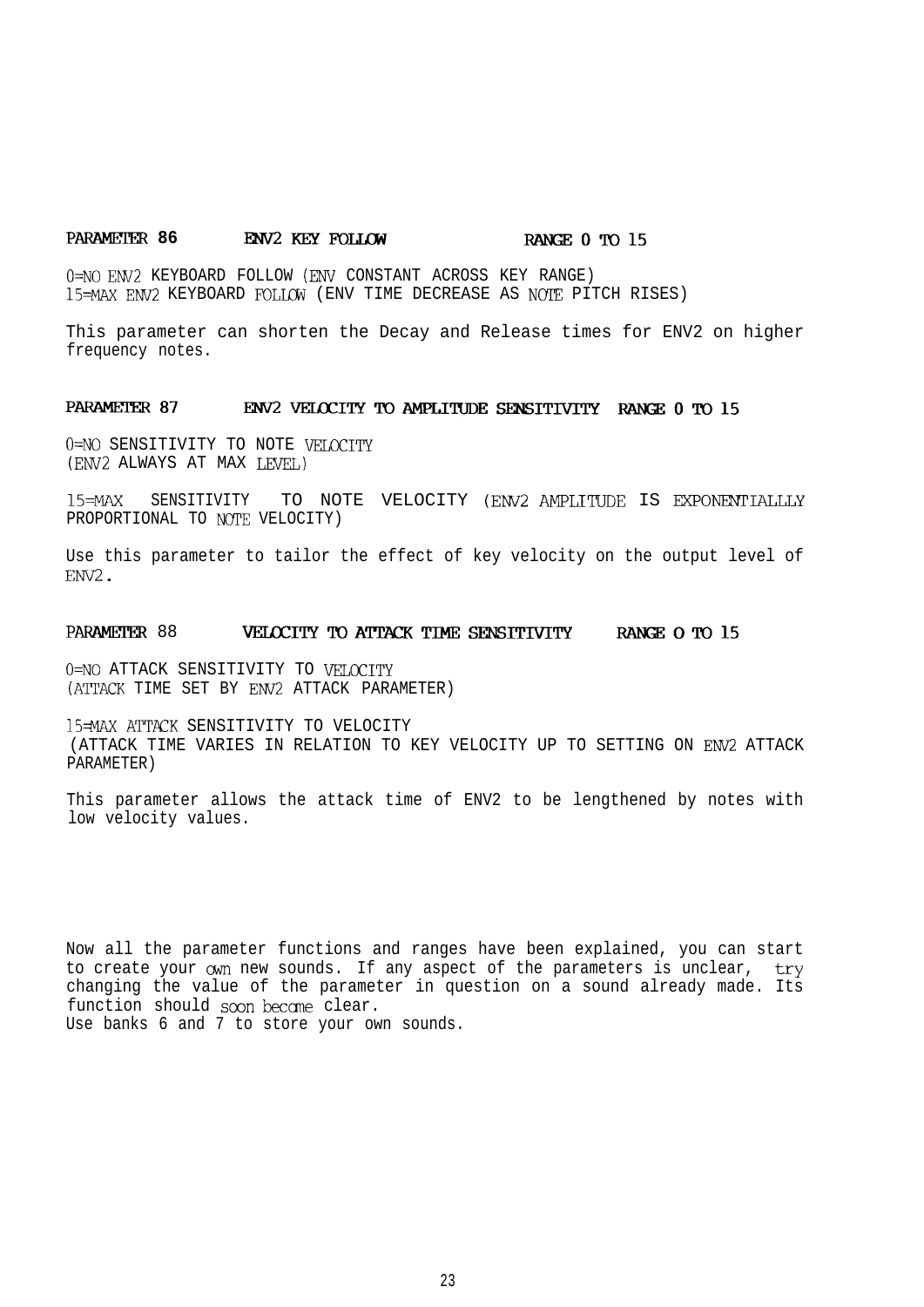**PARAMETER 86 ENV2 KEY FOLLOW RANGE 0 TO 15**

0=NO ENV2 KEYBOARD FOLLOW (ENV CONSTANT ACROSS KEY RANGE)
15=MAX ENV2 KEYBOARD FOLLOW (ENV TIME DECREASE AS NOTE PITCH RISES)

This parameter can shorten the Decay and Release times for ENV2 on higher frequency notes.

**PARAMETER 87 ENV2 VELOCITY TO AMPLITUDE SENSITIVITY RANGE 0 TO 15**

0=NO SENSITIVITY TO NOTE VELOCITY
(ENV2 ALWAYS AT MAX LEVEL)

15=MAX SENSITIVITY TO NOTE VELOCITY (ENV2 AMPLITUDE IS EXPONENTIALLLY PROPORTIONAL TO NOTE VELOCITY)

Use this parameter to tailor the effect of key velocity on the output level of ENV2.

**PARAMETER 88 VELOCITY TO ATTACK TIME SENSITIVITY RANGE O TO 15**

0=NO ATTACK SENSITIVITY TO VELOCITY
(ATTACK TIME SET BY ENV2 ATTACK PARAMETER)

15=MAX ATTACK SENSITIVITY TO VELOCITY
(ATTACK TIME VARIES IN RELATION TO KEY VELOCITY UP TO SETTING ON ENV2 ATTACK PARAMETER)

This parameter allows the attack time of ENV2 to be lengthened by notes with low velocity values.

Now all the parameter functions and ranges have been explained, you can start to create your own new sounds. If any aspect of the parameters is unclear, try changing the value of the parameter in question on a sound already made. Its function should soon become clear.
Use banks 6 and 7 to store your own sounds.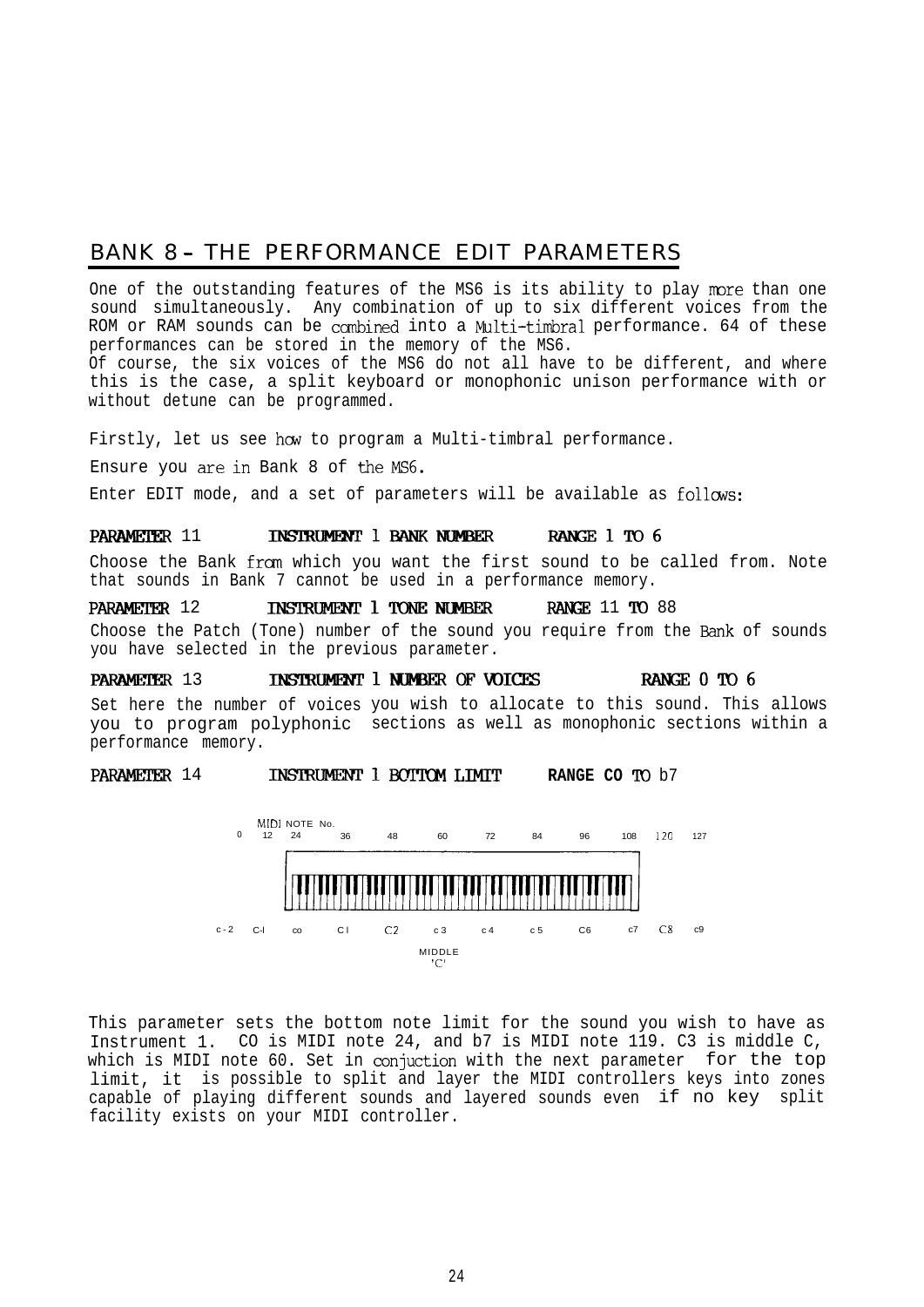## BANK 8 - THE PERFORMANCE EDIT PARAMETERS

One of the outstanding features of the MS6 is its ability to play more than one sound simultaneously. Any combination of up to six different voices from the ROM or RAM sounds can be combined into a Multi-timbral performance. 64 of these performances can be stored in the memory of the MS6.
Of course, the six voices of the MS6 do not all have to be different, and where this is the case, a split keyboard or monophonic unison performance with or without detune can be programmed.

Firstly, let us see how to program a Multi-timbral performance.

Ensure you are in Bank 8 of the MS6.

Enter EDIT mode, and a set of parameters will be available as follows:

**PARAMETER 11 INSTRUMENT 1 BANK NUMBER RANGE 1 TO 6**

Choose the Bank from which you want the first sound to be called from. Note that sounds in Bank 7 cannot be used in a performance memory.

**PARAMETER 12 INSTRUMENT 1 TONE NUMBER RANGE 11 TO 88**

Choose the Patch (Tone) number of the sound you require from the Bank of sounds you have selected in the previous parameter.

**PARAMETER 13 INSTRUMENT 1 NUMBER OF VOICES RANGE 0 TO 6**

Set here the number of voices you wish to allocate to this sound. This allows you to program polyphonic sections as well as monophonic sections within a performance memory.

**PARAMETER 14 INSTRUMENT 1 BOTTOM LIMIT RANGE CO TO b7**

MIDI NOTE No.

| 0 | 12 | 24 | 36 | 48 | 60 | 72 | 84 | 96 | 108 | 120 | 127 |
|---|---|---|---|---|---|---|---|---|---|---|---|
| C-2 | C-1 | C0 | C1 | C2 | C3 | C4 | C5 | C6 | C7 | C8 | C9 |

MIDDLE 'C'

This parameter sets the bottom note limit for the sound you wish to have as Instrument 1. CO is MIDI note 24, and b7 is MIDI note 119. C3 is middle C, which is MIDI note 60. Set in conjuction with the next parameter for the top limit, it is possible to split and layer the MIDI controllers keys into zones capable of playing different sounds and layered sounds even if no key split facility exists on your MIDI controller.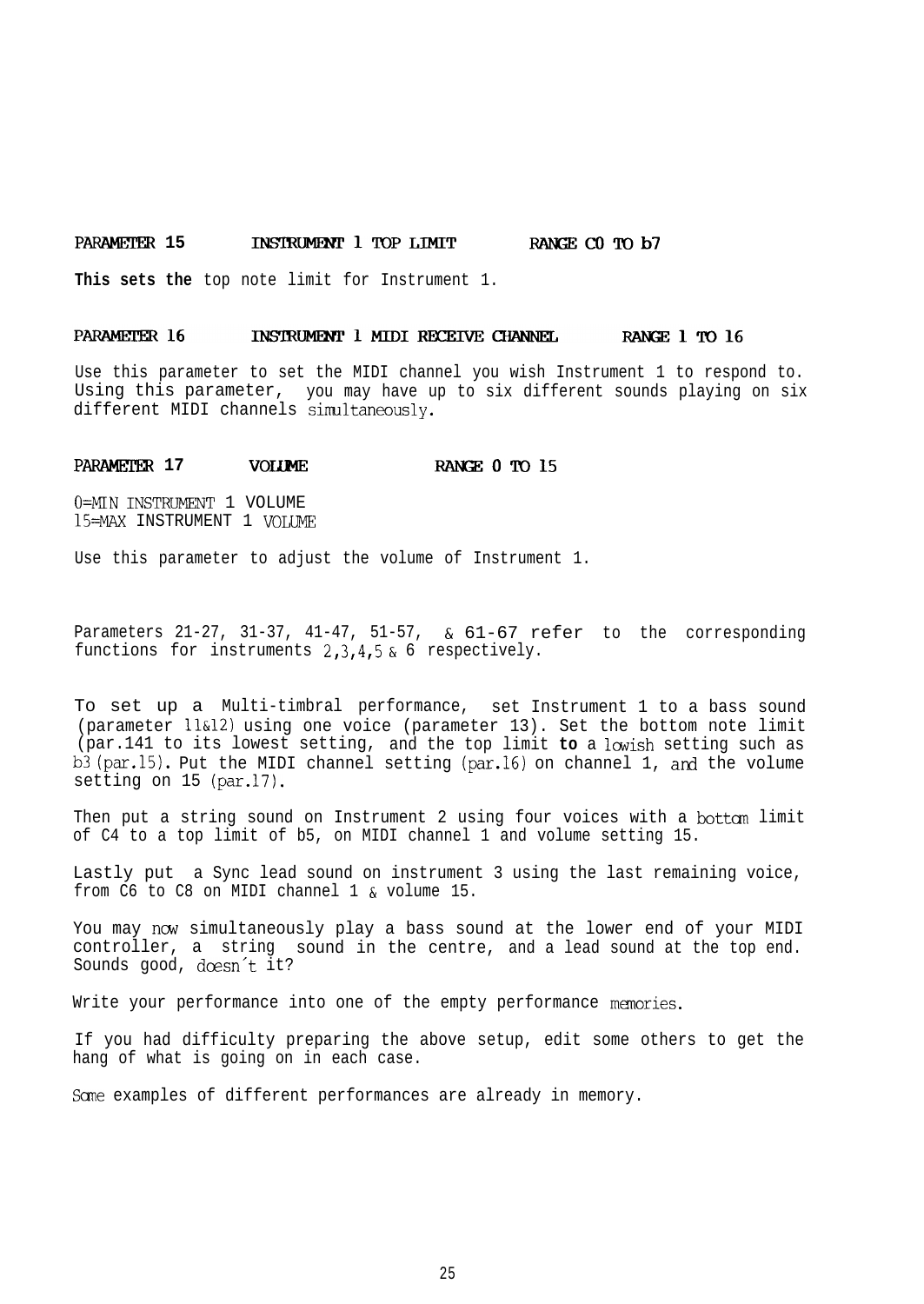**PARAMETER 15 INSTRUMENT 1 TOP LIMIT RANGE C0 TO b7**

**This sets the** top note limit for Instrument 1.

**PARAMETER 16 INSTRUMENT 1 MIDI RECEIVE CHANNEL RANGE 1 TO 16**

Use this parameter to set the MIDI channel you wish Instrument 1 to respond to. Using this parameter, you may have up to six different sounds playing on six different MIDI channels simultaneously.

**PARAMETER 17 VOLUME RANGE 0 TO 15**

0=MIN INSTRUMENT 1 VOLUME
15=MAX INSTRUMENT 1 VOLUME

Use this parameter to adjust the volume of Instrument 1.

Parameters 21-27, 31-37, 41-47, 51-57, & 61-67 refer to the corresponding functions for instruments 2,3,4,5 & 6 respectively.

To set up a Multi-timbral performance, set Instrument 1 to a bass sound (parameter 11&12) using one voice (parameter 13). Set the bottom note limit (par.141 to its lowest setting, and the top limit **to** a lowish setting such as b3 (par.15). Put the MIDI channel setting (par.16) on channel 1, and the volume setting on 15 (par.17).

Then put a string sound on Instrument 2 using four voices with a bottom limit of C4 to a top limit of b5, on MIDI channel 1 and volume setting 15.

Lastly put a Sync lead sound on instrument 3 using the last remaining voice, from C6 to C8 on MIDI channel 1 & volume 15.

You may now simultaneously play a bass sound at the lower end of your MIDI controller, a string sound in the centre, and a lead sound at the top end. Sounds good, doesn´t it?

Write your performance into one of the empty performance memories.

If you had difficulty preparing the above setup, edit some others to get the hang of what is going on in each case.

Some examples of different performances are already in memory.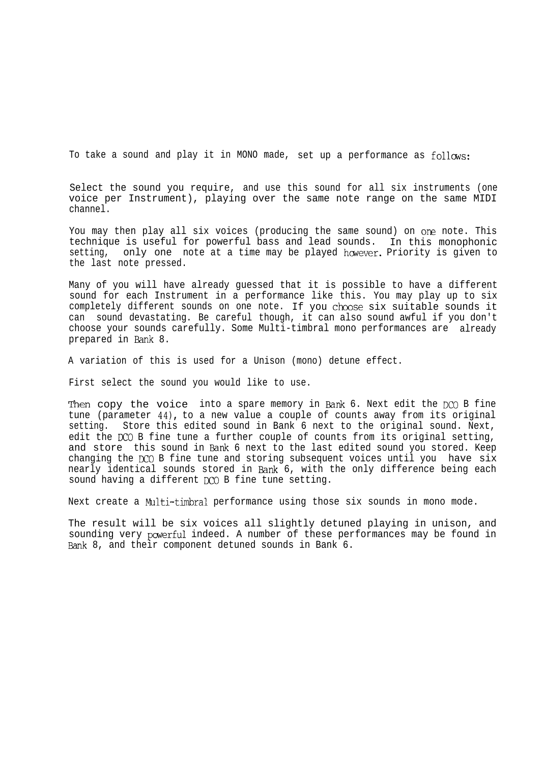To take a sound and play it in MONO made, set up a performance as follows:

Select the sound you require, and use this sound for all six instruments (one voice per Instrument), playing over the same note range on the same MIDI channel.

You may then play all six voices (producing the same sound) on one note. This technique is useful for powerful bass and lead sounds. In this monophonic setting, only one note at a time may be played however. Priority is given to the last note pressed.

Many of you will have already guessed that it is possible to have a different sound for each Instrument in a performance like this. You may play up to six completely different sounds on one note. If you choose six suitable sounds it can sound devastating. Be careful though, it can also sound awful if you don't choose your sounds carefully. Some Multi-timbral mono performances are already prepared in Bank 8.

A variation of this is used for a Unison (mono) detune effect.

First select the sound you would like to use.

Then copy the voice into a spare memory in Bank 6. Next edit the DCO B fine tune (parameter 44), to a new value a couple of counts away from its original setting. Store this edited sound in Bank 6 next to the original sound. Next, edit the DCO B fine tune a further couple of counts from its original setting, and store this sound in Bank 6 next to the last edited sound you stored. Keep changing the DCO B fine tune and storing subsequent voices until you have six nearly identical sounds stored in Bank 6, with the only difference being each sound having a different DCO B fine tune setting.

Next create a Multi-timbral performance using those six sounds in mono mode.

The result will be six voices all slightly detuned playing in unison, and sounding very powerful indeed. A number of these performances may be found in Bank 8, and their component detuned sounds in Bank 6.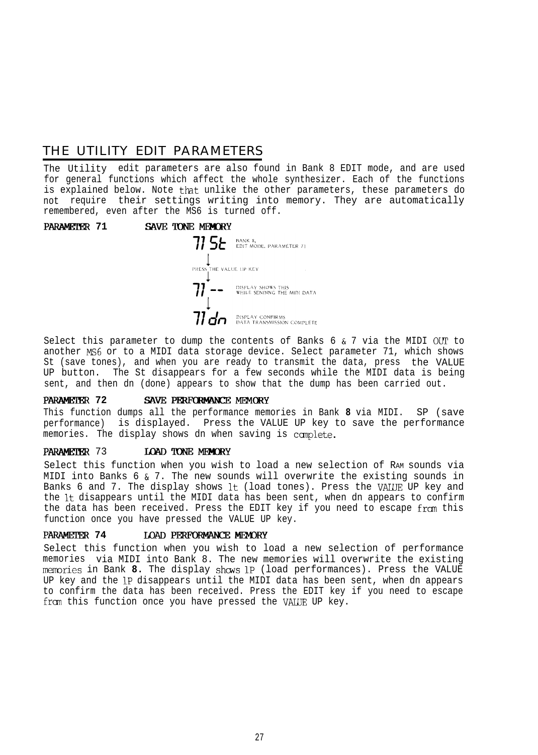## THE UTILITY EDIT PARAMETERS

The Utility edit parameters are also found in Bank 8 EDIT mode, and are used for general functions which affect the whole synthesizer. Each of the functions is explained below. Note that unlike the other parameters, these parameters do not require their settings writing into memory. They are automatically remembered, even after the MS6 is turned off.

### PARAMETER 71 SAVE TONE MEMORY

71 St — BANK 8, EDIT MODE, PARAMETER 71

↓

PRESS THE VALUE UP KEY

↓

71 -- — DISPLAY SHOWS THIS WHILE SENDING THE MIDI DATA

↓

71 dn — DISPLAY CONFIRMS DATA TRANSMISSION COMPLETE

Select this parameter to dump the contents of Banks 6 & 7 via the MIDI OUT to another MS6 or to a MIDI data storage device. Select parameter 71, which shows St (save tones), and when you are ready to transmit the data, press the VALUE UP button. The St disappears for a few seconds while the MIDI data is being sent, and then dn (done) appears to show that the dump has been carried out.

### PARAMETER 72 SAVE PERFORMANCE MEMORY

This function dumps all the performance memories in Bank **8** via MIDI. SP (save performance) is displayed. Press the VALUE UP key to save the performance memories. The display shows dn when saving is complete.

### PARAMETER 73 LOAD TONE MEMORY

Select this function when you wish to load a new selection of RAM sounds via MIDI into Banks 6 & 7. The new sounds will overwrite the existing sounds in Banks 6 and 7. The display shows lt (load tones). Press the VALUE UP key and the lt disappears until the MIDI data has been sent, when dn appears to confirm the data has been received. Press the EDIT key if you need to escape from this function once you have pressed the VALUE UP key.

### PARAMETER 74 LOAD PERFORMANCE MEMORY

Select this function when you wish to load a new selection of performance memories via MIDI into Bank 8. The new memories will overwrite the existing memories in Bank **8.** The display shows lP (load performances). Press the VALUE UP key and the lP disappears until the MIDI data has been sent, when dn appears to confirm the data has been received. Press the EDIT key if you need to escape from this function once you have pressed the VALUE UP key.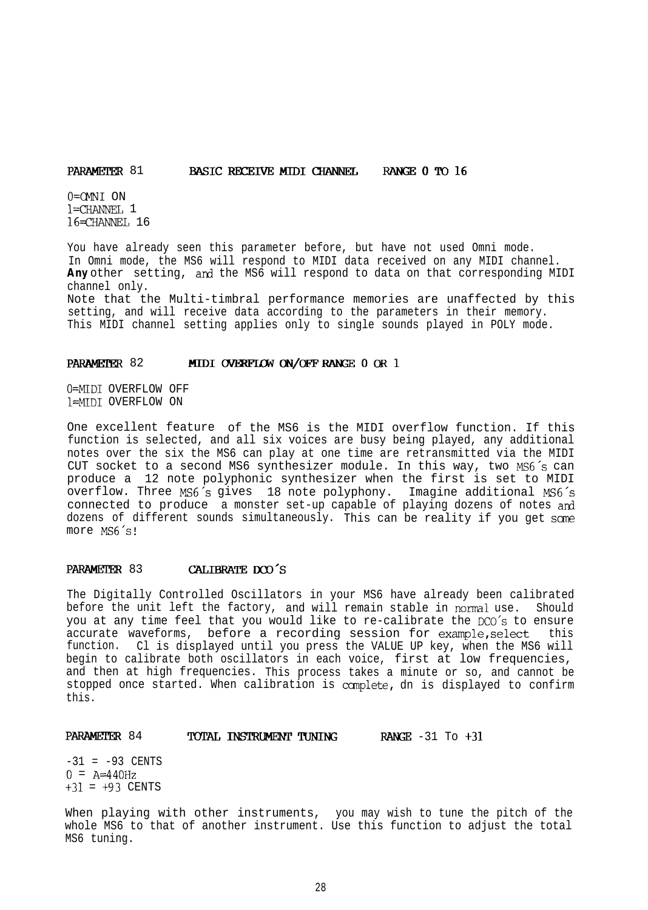## PARAMETER 81 BASIC RECEIVE MIDI CHANNEL RANGE 0 TO 16

0=OMNI ON
1=CHANNEL 1
16=CHANNEL 16

You have already seen this parameter before, but have not used Omni mode. In Omni mode, the MS6 will respond to MIDI data received on any MIDI channel. **Any** other setting, and the MS6 will respond to data on that corresponding MIDI channel only.
Note that the Multi-timbral performance memories are unaffected by this setting, and will receive data according to the parameters in their memory. This MIDI channel setting applies only to single sounds played in POLY mode.

## PARAMETER 82 MIDI OVERFLOW ON/OFF RANGE 0 OR 1

0=MIDI OVERFLOW OFF
1=MIDI OVERFLOW ON

One excellent feature of the MS6 is the MIDI overflow function. If this function is selected, and all six voices are busy being played, any additional notes over the six the MS6 can play at one time are retransmitted via the MIDI CUT socket to a second MS6 synthesizer module. In this way, two MS6´s can produce a 12 note polyphonic synthesizer when the first is set to MIDI overflow. Three MS6´s gives 18 note polyphony. Imagine additional MS6´s connected to produce a monster set-up capable of playing dozens of notes and dozens of different sounds simultaneously. This can be reality if you get some more MS6´s!

## PARAMETER 83 CALIBRATE DCO´S

The Digitally Controlled Oscillators in your MS6 have already been calibrated before the unit left the factory, and will remain stable in normal use. Should you at any time feel that you would like to re-calibrate the DCO´s to ensure accurate waveforms, before a recording session for example,select this function. Cl is displayed until you press the VALUE UP key, when the MS6 will begin to calibrate both oscillators in each voice, first at low frequencies, and then at high frequencies. This process takes a minute or so, and cannot be stopped once started. When calibration is complete, dn is displayed to confirm this.

## PARAMETER 84 TOTAL INSTRUMENT TUNING RANGE -31 To +31

-31 = -93 CENTS
0 = A=440Hz
+31 = +93 CENTS

When playing with other instruments, you may wish to tune the pitch of the whole MS6 to that of another instrument. Use this function to adjust the total MS6 tuning.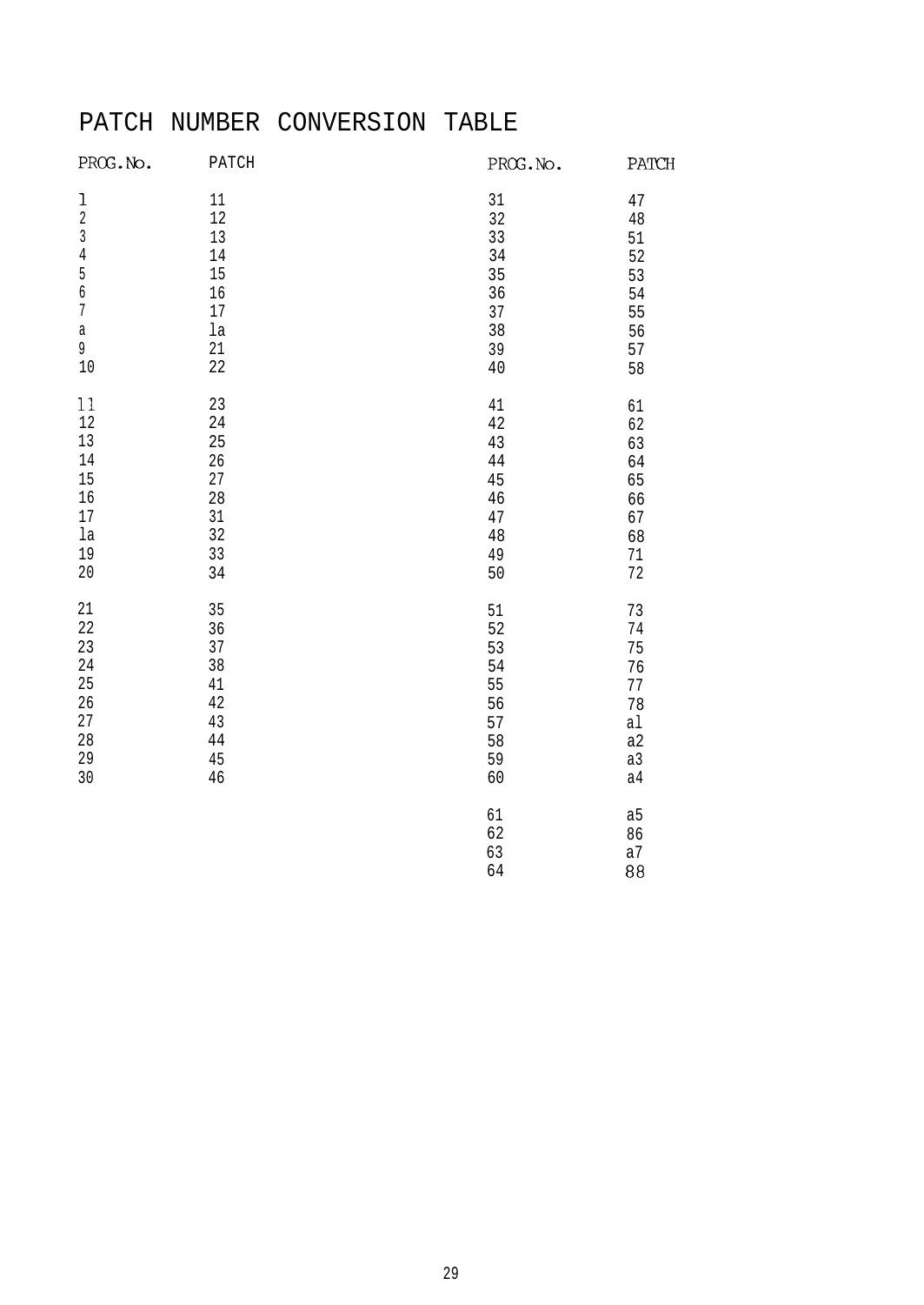# PATCH NUMBER CONVERSION TABLE

| PROG.No. | PATCH |
|---|---|
| l | 11 |
| 2 | 12 |
| 3 | 13 |
| 4 | 14 |
| 5 | 15 |
| 6 | 16 |
| 7 | 17 |
| a | la |
| 9 | 21 |
| 10 | 22 |
| 11 | 23 |
| 12 | 24 |
| 13 | 25 |
| 14 | 26 |
| 15 | 27 |
| 16 | 28 |
| 17 | 31 |
| la | 32 |
| 19 | 33 |
| 20 | 34 |
| 21 | 35 |
| 22 | 36 |
| 23 | 37 |
| 24 | 38 |
| 25 | 41 |
| 26 | 42 |
| 27 | 43 |
| 28 | 44 |
| 29 | 45 |
| 30 | 46 |

| PROG.No. | PATCH |
|---|---|
| 31 | 47 |
| 32 | 48 |
| 33 | 51 |
| 34 | 52 |
| 35 | 53 |
| 36 | 54 |
| 37 | 55 |
| 38 | 56 |
| 39 | 57 |
| 40 | 58 |
| 41 | 61 |
| 42 | 62 |
| 43 | 63 |
| 44 | 64 |
| 45 | 65 |
| 46 | 66 |
| 47 | 67 |
| 48 | 68 |
| 49 | 71 |
| 50 | 72 |
| 51 | 73 |
| 52 | 74 |
| 53 | 75 |
| 54 | 76 |
| 55 | 77 |
| 56 | 78 |
| 57 | al |
| 58 | a2 |
| 59 | a3 |
| 60 | a4 |
| 61 | a5 |
| 62 | 86 |
| 63 | a7 |
| 64 | 88 |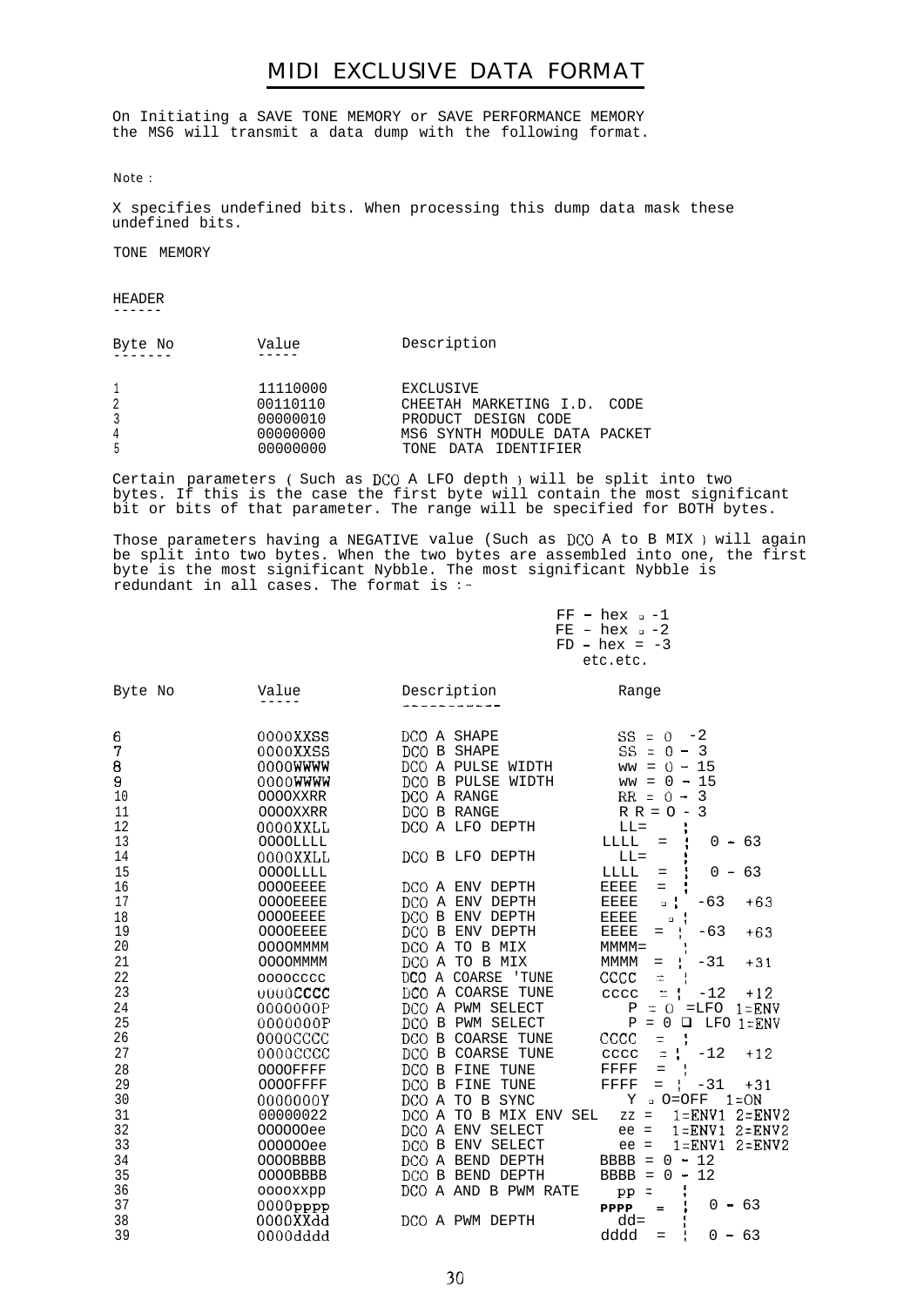# MIDI EXCLUSIVE DATA FORMAT

On Initiating a SAVE TONE MEMORY or SAVE PERFORMANCE MEMORY the MS6 will transmit a data dump with the following format.

Note :

X specifies undefined bits. When processing this dump data mask these undefined bits.

TONE MEMORY

HEADER

| Byte No | Value | Description |
|---|---|---|
| 1 | 11110000 | EXCLUSIVE |
| 2 | 00110110 | CHEETAH MARKETING I.D. CODE |
| 3 | 00000010 | PRODUCT DESIGN CODE |
| 4 | 00000000 | MS6 SYNTH MODULE DATA PACKET |
| 5 | 00000000 | TONE DATA IDENTIFIER |

Certain parameters ( Such as DCO A LFO depth ) will be split into two bytes. If this is the case the first byte will contain the most significant bit or bits of that parameter. The range will be specified for BOTH bytes.

Those parameters having a NEGATIVE value (Such as DCO A to B MIX ) will again be split into two bytes. When the two bytes are assembled into one, the first byte is the most significant Nybble. The most significant Nybble is redundant in all cases. The format is :-

FF - hex = -1
FE - hex = -2
FD - hex = -3
etc.etc.

| Byte No | Value | Description | Range |
|---|---|---|---|
| 6 | 0000XXSS | DCO A SHAPE | SS = 0 -2 |
| 7 | 0000XXSS | DCO B SHAPE | SS = 0 - 3 |
| 8 | 0000WWWW | DCO A PULSE WIDTH | ww = 0 - 15 |
| 9 | 0000WWWW | DCO B PULSE WIDTH | ww = 0 - 15 |
| 10 | 0000XXRR | DCO A RANGE | RR = 0 - 3 |
| 11 | 0000XXRR | DCO B RANGE | R R = 0 - 3 |
| 12 | 0000XXLL | DCO A LFO DEPTH | LL= ¦ |
| 13 | 0000LLLL | | LLLL = ¦ 0 - 63 |
| 14 | 0000XXLL | DCO B LFO DEPTH | LL= ¦ |
| 15 | 0000LLLL | | LLLL = ¦ 0 - 63 |
| 16 | 0000EEEE | DCO A ENV DEPTH | EEEE = ¦ |
| 17 | 0000EEEE | DCO A ENV DEPTH | EEEE = ¦ -63 +63 |
| 18 | 0000EEEE | DCO B ENV DEPTH | EEEE = ¦ |
| 19 | 0000EEEE | DCO B ENV DEPTH | EEEE = ¦ -63 +63 |
| 20 | 0000MMMM | DCO A TO B MIX | MMMM= ¦ |
| 21 | 0000MMMM | DCO A TO B MIX | MMMM = ¦ -31 +31 |
| 22 | 0000cccc | DCO A COARSE 'TUNE | CCCC = ¦ |
| 23 | 0000CCCC | DCO A COARSE TUNE | cccc = ¦ -12 +12 |
| 24 | 0000000P | DCO A PWM SELECT | P = 0 =LFO 1=ENV |
| 25 | 0000000P | DCO B PWM SELECT | P = 0 = LFO 1=ENV |
| 26 | 0000CCCC | DCO B COARSE TUNE | CCCC = ¦ |
| 27 | 0000CCCC | DCO B COARSE TUNE | cccc = ¦ -12 +12 |
| 28 | 0000FFFF | DCO B FINE TUNE | FFFF = ¦ |
| 29 | 0000FFFF | DCO B FINE TUNE | FFFF = ¦ -31 +31 |
| 30 | 0000000Y | DCO A TO B SYNC | Y = 0=OFF 1=ON |
| 31 | 00000022 | DCO A TO B MIX ENV SEL | zz = 1=ENV1 2=ENV2 |
| 32 | 000000ee | DCO A ENV SELECT | ee = 1=ENV1 2=ENV2 |
| 33 | 000000ee | DCO B ENV SELECT | ee = 1=ENV1 2=ENV2 |
| 34 | 0000BBBB | DCO A BEND DEPTH | BBBB = 0 - 12 |
| 35 | 0000BBBB | DCO B BEND DEPTH | BBBB = 0 - 12 |
| 36 | 0000xxpp | DCO A AND B PWM RATE | pp = ¦ |
| 37 | 0000pppp | | PPPP = ¦ 0 - 63 |
| 38 | 0000XXdd | DCO A PWM DEPTH | dd= ¦ |
| 39 | 0000dddd | | dddd = ¦ 0 - 63 |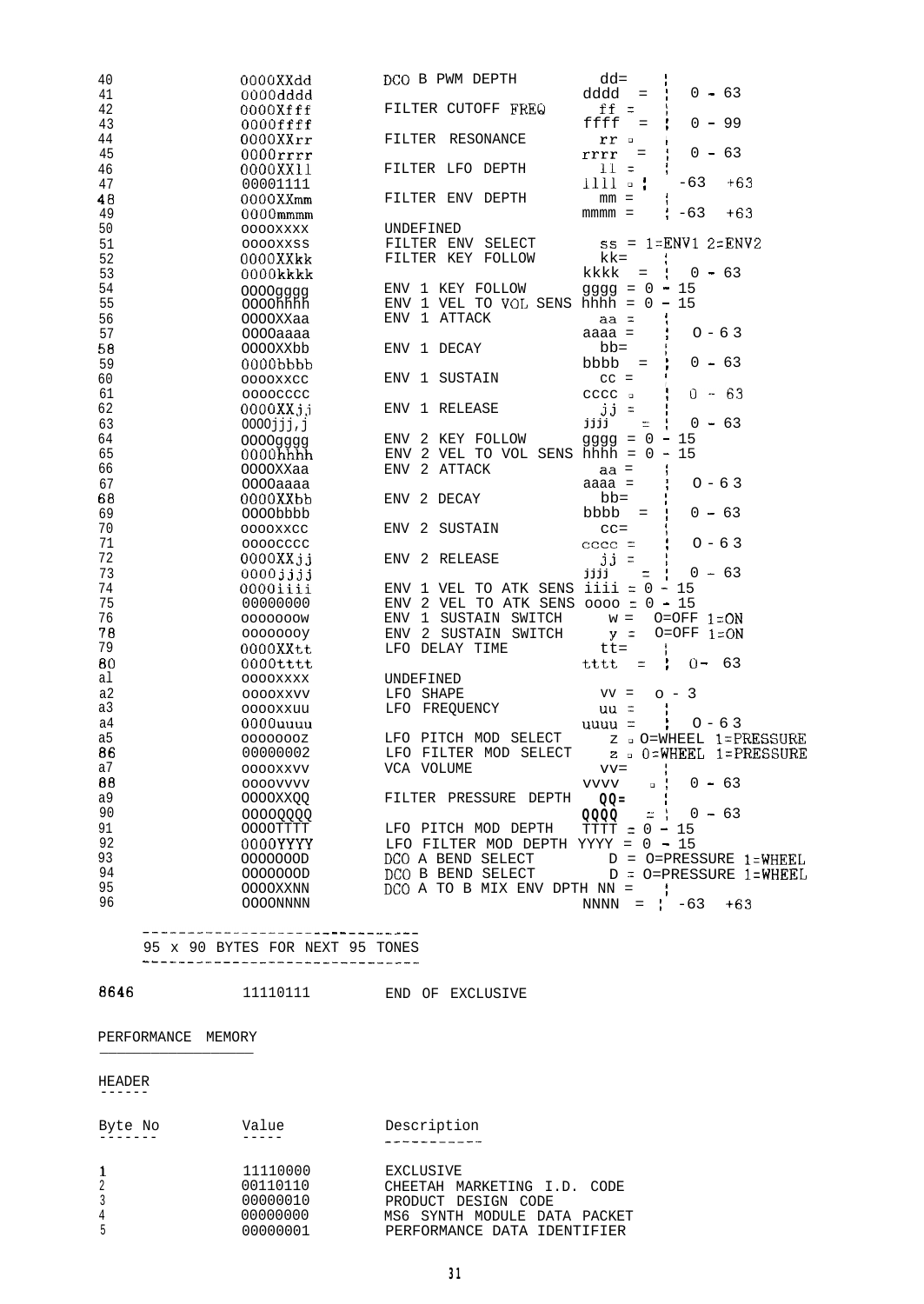| | | | |
|---|---|---|---|
| 40 | 0000XXdd | DCO B PWM DEPTH | dd= |
| 41 | 0000dddd | | dddd = 0 - 63 |
| 42 | 0000Xfff | FILTER CUTOFF FREQ | ff = |
| 43 | 0000ffff | | ffff = 0 - 99 |
| 44 | 0000XXrr | FILTER RESONANCE | rr = |
| 45 | 0000rrrr | | rrrr = 0 - 63 |
| 46 | 0000XXll | FILTER LFO DEPTH | ll = |
| 47 | 00001111 | | llll = -63 +63 |
| 48 | 0000XXmm | FILTER ENV DEPTH | mm = |
| 49 | 0000mmmm | | mmmm = -63 +63 |
| 50 | 0000XXXX | UNDEFINED | |
| 51 | 0000XXSS | FILTER ENV SELECT | ss = 1=ENV1 2=ENV2 |
| 52 | 0000XXkk | FILTER KEY FOLLOW | kk= |
| 53 | 0000kkkk | | kkkk = 0 - 63 |
| 54 | 0000gggg | ENV 1 KEY FOLLOW | gggg = 0 - 15 |
| 55 | 0000hhhh | ENV 1 VEL TO VOL SENS | hhhh = 0 - 15 |
| 56 | 0000XXaa | ENV 1 ATTACK | aa = |
| 57 | 0000aaaa | | aaaa = 0 - 63 |
| 58 | 0000XXbb | ENV 1 DECAY | bb= |
| 59 | 0000bbbb | | bbbb = 0 - 63 |
| 60 | 0000XXcc | ENV 1 SUSTAIN | cc = |
| 61 | 0000cccc | | cccc = 0 - 63 |
| 62 | 0000XXjj | ENV 1 RELEASE | jj = |
| 63 | 0000jjjj | | jjjj = 0 - 63 |
| 64 | 0000gggg | ENV 2 KEY FOLLOW | gggg = 0 - 15 |
| 65 | 0000hhhh | ENV 2 VEL TO VOL SENS | hhhh = 0 - 15 |
| 66 | 0000XXaa | ENV 2 ATTACK | aa = |
| 67 | 0000aaaa | | aaaa = 0 - 63 |
| 68 | 0000XXbb | ENV 2 DECAY | bb= |
| 69 | 0000bbbb | | bbbb = 0 - 63 |
| 70 | 0000XXcc | ENV 2 SUSTAIN | cc= |
| 71 | 0000cccc | | cccc = 0 - 63 |
| 72 | 0000XXjj | ENV 2 RELEASE | jj = |
| 73 | 0000jjjj | | jjjj = 0 - 63 |
| 74 | 0000iiii | ENV 1 VEL TO ATK SENS | iiii = 0 - 15 |
| 75 | 00000000 | ENV 2 VEL TO ATK SENS | oooo = 0 - 15 |
| 76 | 0000000w | ENV 1 SUSTAIN SWITCH | w = O=OFF 1=ON |
| 78 | 0000000y | ENV 2 SUSTAIN SWITCH | y = O=OFF 1=ON |
| 79 | 0000XXtt | LFO DELAY TIME | tt= |
| 80 | 0000tttt | | tttt = 0- 63 |
| 81 | 0000XXXX | UNDEFINED | |
| 82 | 0000XXVV | LFO SHAPE | vv = 0 - 3 |
| 83 | 0000XXuu | LFO FREQUENCY | uu = |
| 84 | 0000uuuu | | uuuu = 0 - 63 |
| 85 | 0000000z | LFO PITCH MOD SELECT | z = O=WHEEL 1=PRESSURE |
| 86 | 00000002 | LFO FILTER MOD SELECT | z = 0=WHEEL 1=PRESSURE |
| 87 | 0000XXVV | VCA VOLUME | vv= |
| 88 | 0000VVVV | | vvvv = 0 - 63 |
| 89 | 0000XXQQ | FILTER PRESSURE DEPTH | QQ= |
| 90 | 0000QQQQ | | QQQQ = 0 - 63 |
| 91 | 0000TTTT | LFO PITCH MOD DEPTH | TTTT = 0 - 15 |
| 92 | 0000YYYY | LFO FILTER MOD DEPTH | YYYY = 0 - 15 |
| 93 | 0000000D | DCO A BEND SELECT | D = O=PRESSURE 1=WHEEL |
| 94 | 0000000D | DCO B BEND SELECT | D = O=PRESSURE 1=WHEEL |
| 95 | 0000XXNN | DCO A TO B MIX ENV DPTH | NN = |
| 96 | 0000NNNN | | NNNN = -63 +63 |

---

95 x 90 BYTES FOR NEXT 95 TONES

---

| | | |
|---|---|---|
| 8646 | 11110111 | END OF EXCLUSIVE |

## PERFORMANCE MEMORY

### HEADER

| Byte No | Value | Description |
|---|---|---|
| 1 | 11110000 | EXCLUSIVE |
| 2 | 00110110 | CHEETAH MARKETING I.D. CODE |
| 3 | 00000010 | PRODUCT DESIGN CODE |
| 4 | 00000000 | MS6 SYNTH MODULE DATA PACKET |
| 5 | 00000001 | PERFORMANCE DATA IDENTIFIER |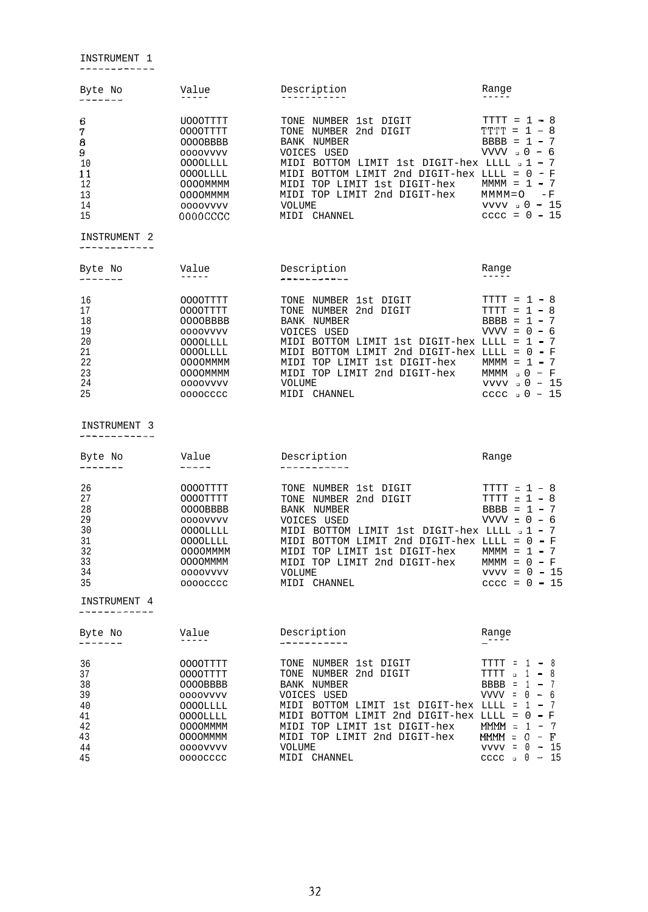## INSTRUMENT 1

| Byte No | Value | Description | Range |
|---|---|---|---|
| 6 | UOOOTTTT | TONE NUMBER 1st DIGIT | TTTT = 1 - 8 |
| 7 | OOOOTTTT | TONE NUMBER 2nd DIGIT | TTTT = 1 - 8 |
| 8 | OOOOBBBB | BANK NUMBER | BBBB = 1 - 7 |
| 9 | oooovvvv | VOICES USED | VVVV = 0 - 6 |
| 10 | OOOOLLLL | MIDI BOTTOM LIMIT 1st DIGIT-hex | LLLL = 1 - 7 |
| 11 | OOOOLLLL | MIDI BOTTOM LIMIT 2nd DIGIT-hex | LLLL = 0 - F |
| 12 | OOOOMMMM | MIDI TOP LIMIT 1st DIGIT-hex | MMMM = 1 - 7 |
| 13 | OOOOMMMM | MIDI TOP LIMIT 2nd DIGIT-hex | MMMM=O -F |
| 14 | oooovvvv | VOLUME | vvvv = 0 - 15 |
| 15 | OOOOCCCC | MIDI CHANNEL | cccc = 0 - 15 |

## INSTRUMENT 2

| Byte No | Value | Description | Range |
|---|---|---|---|
| 16 | OOOOTTTT | TONE NUMBER 1st DIGIT | TTTT = 1 - 8 |
| 17 | OOOOTTTT | TONE NUMBER 2nd DIGIT | TTTT = 1 - 8 |
| 18 | OOOOBBBB | BANK NUMBER | BBBB = 1 - 7 |
| 19 | oooovvvv | VOICES USED | VVVV = 0 - 6 |
| 20 | OOOOLLLL | MIDI BOTTOM LIMIT 1st DIGIT-hex | LLLL = 1 - 7 |
| 21 | OOOOLLLL | MIDI BOTTOM LIMIT 2nd DIGIT-hex | LLLL = 0 - F |
| 22 | OOOOMMMM | MIDI TOP LIMIT 1st DIGIT-hex | MMMM = 1 - 7 |
| 23 | OOOOMMMM | MIDI TOP LIMIT 2nd DIGIT-hex | MMMM = 0 - F |
| 24 | oooovvvv | VOLUME | vvvv = 0 - 15 |
| 25 | oooocccc | MIDI CHANNEL | cccc = 0 - 15 |

## INSTRUMENT 3

| Byte No | Value | Description | Range |
|---|---|---|---|
| 26 | OOOOTTTT | TONE NUMBER 1st DIGIT | TTTT = 1 - 8 |
| 27 | OOOOTTTT | TONE NUMBER 2nd DIGIT | TTTT = 1 - 8 |
| 28 | OOOOBBBB | BANK NUMBER | BBBB = 1 - 7 |
| 29 | oooovvvv | VOICES USED | VVVV = 0 - 6 |
| 30 | OOOOLLLL | MIDI BOTTOM LIMIT 1st DIGIT-hex | LLLL = 1 - 7 |
| 31 | OOOOLLLL | MIDI BOTTOM LIMIT 2nd DIGIT-hex | LLLL = 0 - F |
| 32 | OOOOMMMM | MIDI TOP LIMIT 1st DIGIT-hex | MMMM = 1 - 7 |
| 33 | OOOOMMMM | MIDI TOP LIMIT 2nd DIGIT-hex | MMMM = 0 - F |
| 34 | oooovvvv | VOLUME | vvvv = 0 - 15 |
| 35 | oooocccc | MIDI CHANNEL | cccc = 0 - 15 |

## INSTRUMENT 4

| Byte No | Value | Description | Range |
|---|---|---|---|
| 36 | OOOOTTTT | TONE NUMBER 1st DIGIT | TTTT = 1 - 8 |
| 37 | OOOOTTTT | TONE NUMBER 2nd DIGIT | TTTT = 1 - 8 |
| 38 | OOOOBBBB | BANK NUMBER | BBBB = 1 - 7 |
| 39 | oooovvvv | VOICES USED | VVVV = 0 - 6 |
| 40 | OOOOLLLL | MIDI BOTTOM LIMIT 1st DIGIT-hex | LLLL = 1 - 7 |
| 41 | OOOOLLLL | MIDI BOTTOM LIMIT 2nd DIGIT-hex | LLLL = 0 - F |
| 42 | OOOOMMMM | MIDI TOP LIMIT 1st DIGIT-hex | MMMM = 1 - 7 |
| 43 | OOOOMMMM | MIDI TOP LIMIT 2nd DIGIT-hex | MMMM = 0 - F |
| 44 | oooovvvv | VOLUME | vvvv = 0 - 15 |
| 45 | oooocccc | MIDI CHANNEL | cccc = 0 - 15 |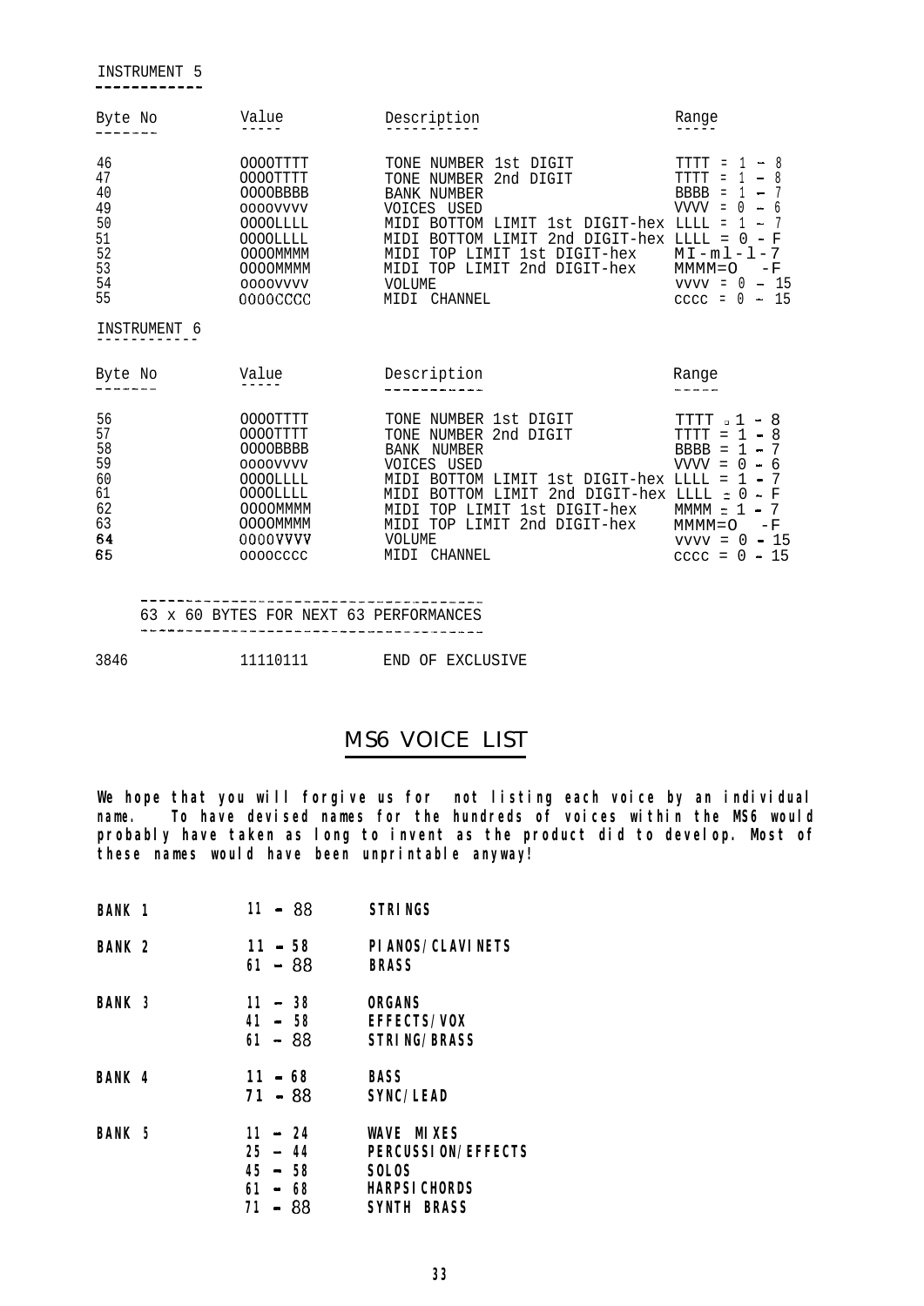INSTRUMENT 5

| Byte No | Value | Description | Range |
|---|---|---|---|
| 46 | 0000TTTT | TONE NUMBER 1st DIGIT | TTTT = 1 - 8 |
| 47 | 0000TTTT | TONE NUMBER 2nd DIGIT | TTTT = 1 - 8 |
| 40 | 0000BBBB | BANK NUMBER | BBBB = 1 - 7 |
| 49 | 0000VVVV | VOICES USED | VVVV = 0 - 6 |
| 50 | 0000LLLL | MIDI BOTTOM LIMIT 1st DIGIT-hex | LLLL = 1 - 7 |
| 51 | 0000LLLL | MIDI BOTTOM LIMIT 2nd DIGIT-hex | LLLL = 0 - F |
| 52 | 0000MMMM | MIDI TOP LIMIT 1st DIGIT-hex | MI-ml-l-7 |
| 53 | 0000MMMM | MIDI TOP LIMIT 2nd DIGIT-hex | MMMM=O -F |
| 54 | 0000VVVV | VOLUME | VVVV = 0 - 15 |
| 55 | 0000CCCC | MIDI CHANNEL | CCCC = 0 - 15 |

INSTRUMENT 6

| Byte No | Value | Description | Range |
|---|---|---|---|
| 56 | 0000TTTT | TONE NUMBER 1st DIGIT | TTTT = 1 - 8 |
| 57 | 0000TTTT | TONE NUMBER 2nd DIGIT | TTTT = 1 - 8 |
| 58 | 0000BBBB | BANK NUMBER | BBBB = 1 - 7 |
| 59 | 0000VVVV | VOICES USED | VVVV = 0 - 6 |
| 60 | 0000LLLL | MIDI BOTTOM LIMIT 1st DIGIT-hex | LLLL = 1 - 7 |
| 61 | 0000LLLL | MIDI BOTTOM LIMIT 2nd DIGIT-hex | LLLL = 0 - F |
| 62 | 0000MMMM | MIDI TOP LIMIT 1st DIGIT-hex | MMMM = 1 - 7 |
| 63 | 0000MMMM | MIDI TOP LIMIT 2nd DIGIT-hex | MMMM=O -F |
| 64 | 0000VVVV | VOLUME | VVVV = 0 - 15 |
| 65 | 0000CCCC | MIDI CHANNEL | CCCC = 0 - 15 |

63 x 60 BYTES FOR NEXT 63 PERFORMANCES

| | | |
|---|---|---|
| 3846 | 11110111 | END OF EXCLUSIVE |

## MS6 VOICE LIST

**We hope that you will forgive us for not listing each voice by an individual name. To have devised names for the hundreds of voices within the MS6 would probably have taken as long to invent as the product did to develop. Most of these names would have been unprintable anyway!**

| | | |
|---|---|---|
| **BANK 1** | 11 - 88 | **STRINGS** |
| **BANK 2** | 11 - 58 | **PIANOS/CLAVINETS** |
| | 61 - 88 | **BRASS** |
| **BANK 3** | 11 - 38 | **ORGANS** |
| | 41 - 58 | **EFFECTS/VOX** |
| | 61 - 88 | **STRING/BRASS** |
| **BANK 4** | 11 - 68 | **BASS** |
| | 71 - 88 | **SYNC/LEAD** |
| **BANK 5** | 11 - 24 | **WAVE MIXES** |
| | 25 - 44 | **PERCUSSION/EFFECTS** |
| | 45 - 58 | **SOLOS** |
| | 61 - 68 | **HARPSICHORDS** |
| | 71 - 88 | **SYNTH BRASS** |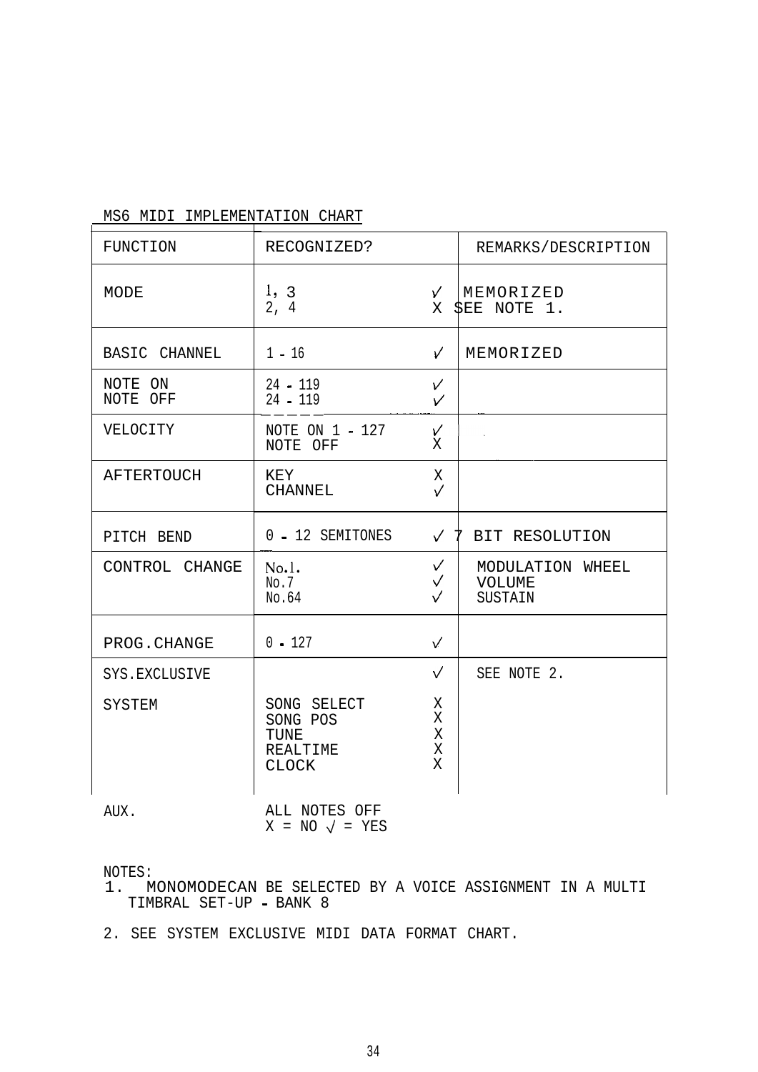MS6 MIDI IMPLEMENTATION CHART

| FUNCTION | RECOGNIZED? | | REMARKS/DESCRIPTION |
|---|---|---|---|
| MODE | 1, 3<br>2, 4 | ✓<br>X | MEMORIZED<br>SEE NOTE 1. |
| BASIC CHANNEL | 1 - 16 | ✓ | MEMORIZED |
| NOTE ON<br>NOTE OFF | 24 - 119<br>24 - 119 | ✓<br>✓ | |
| VELOCITY | NOTE ON 1 - 127<br>NOTE OFF | ✓<br>X | |
| AFTERTOUCH | KEY<br>CHANNEL | X<br>✓ | |
| PITCH BEND | 0 - 12 SEMITONES | ✓ | 7 BIT RESOLUTION |
| CONTROL CHANGE | No.1.<br>No.7<br>No.64 | ✓<br>✓<br>✓ | MODULATION WHEEL<br>VOLUME<br>SUSTAIN |
| PROG.CHANGE | 0 - 127 | ✓ | |
| SYS.EXCLUSIVE | | ✓ | SEE NOTE 2. |
| SYSTEM | SONG SELECT<br>SONG POS<br>TUNE<br>REALTIME<br>CLOCK | X<br>X<br>X<br>X<br>X | |
| AUX. | ALL NOTES OFF | | |

X = NO ✓ = YES

NOTES:

1. MONOMODECAN BE SELECTED BY A VOICE ASSIGNMENT IN A MULTI TIMBRAL SET-UP - BANK 8
2. SEE SYSTEM EXCLUSIVE MIDI DATA FORMAT CHART.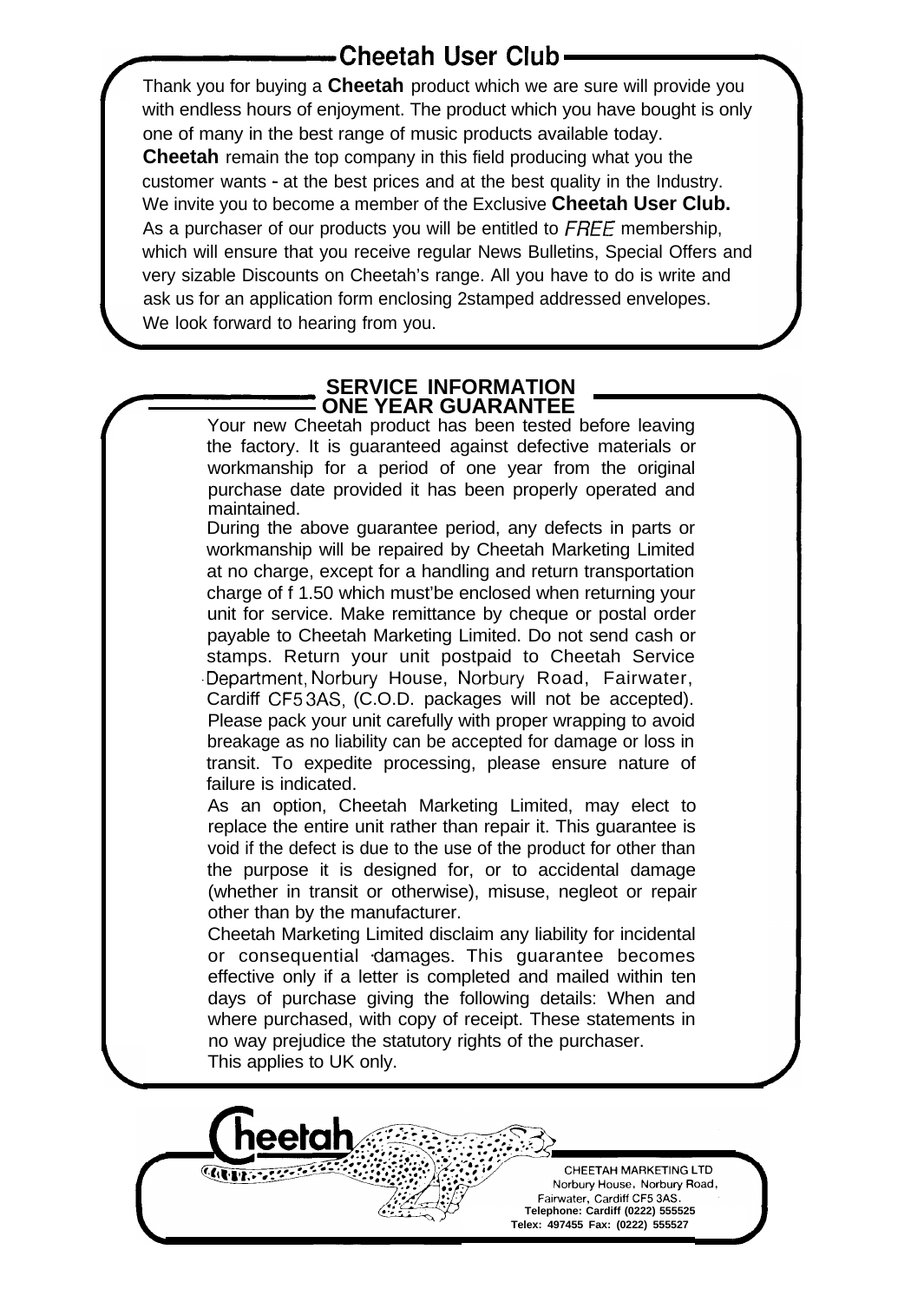## Cheetah User Club

Thank you for buying a **Cheetah** product which we are sure will provide you with endless hours of enjoyment. The product which you have bought is only one of many in the best range of music products available today. **Cheetah** remain the top company in this field producing what you the customer wants - at the best prices and at the best quality in the Industry. We invite you to become a member of the Exclusive **Cheetah User Club.** As a purchaser of our products you will be entitled to *FREE* membership, which will ensure that you receive regular News Bulletins, Special Offers and very sizable Discounts on Cheetah's range. All you have to do is write and ask us for an application form enclosing 2stamped addressed envelopes. We look forward to hearing from you.

## SERVICE INFORMATION
## ONE YEAR GUARANTEE

Your new Cheetah product has been tested before leaving the factory. It is guaranteed against defective materials or workmanship for a period of one year from the original purchase date provided it has been properly operated and maintained.

During the above guarantee period, any defects in parts or workmanship will be repaired by Cheetah Marketing Limited at no charge, except for a handling and return transportation charge of f 1.50 which must'be enclosed when returning your unit for service. Make remittance by cheque or postal order payable to Cheetah Marketing Limited. Do not send cash or stamps. Return your unit postpaid to Cheetah Service Department, Norbury House, Norbury Road, Fairwater, Cardiff CF5 3AS, (C.O.D. packages will not be accepted). Please pack your unit carefully with proper wrapping to avoid breakage as no liability can be accepted for damage or loss in transit. To expedite processing, please ensure nature of failure is indicated.

As an option, Cheetah Marketing Limited, may elect to replace the entire unit rather than repair it. This guarantee is void if the defect is due to the use of the product for other than the purpose it is designed for, or to accidental damage (whether in transit or otherwise), misuse, negleot or repair other than by the manufacturer.

Cheetah Marketing Limited disclaim any liability for incidental or consequential damages. This guarantee becomes effective only if a letter is completed and mailed within ten days of purchase giving the following details: When and where purchased, with copy of receipt. These statements in no way prejudice the statutory rights of the purchaser.

This applies to UK only.

Cheetah

CHEETAH MARKETING LTD
Norbury House, Norbury Road,
Fairwater, Cardiff CF5 3AS.
**Telephone: Cardiff (0222) 555525**
**Telex: 497455 Fax: (0222) 555527**